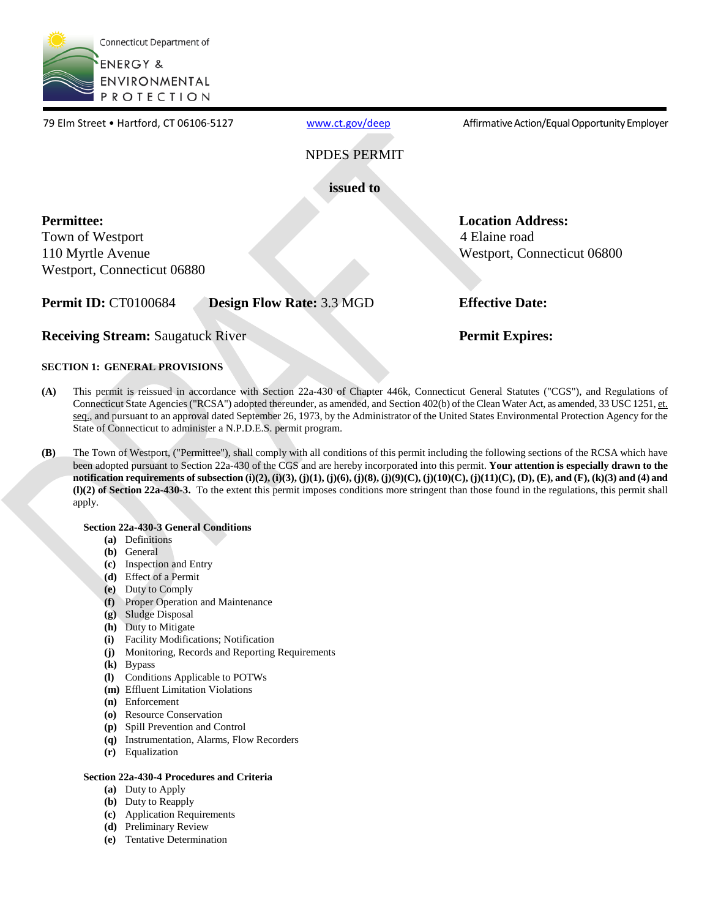Connecticut Department of
ENERGY & ENVIRONMENTAL PROTECTION

79 Elm Street • Hartford, CT 06106-5127 www.ct.gov/deep Affirmative Action/Equal Opportunity Employer

# NPDES PERMIT

**issued to**

**Permittee:**
Town of Westport
110 Myrtle Avenue
Westport, Connecticut 06880

**Location Address:**
4 Elaine road
Westport, Connecticut 06800

**Permit ID:** CT0100684 **Design Flow Rate:** 3.3 MGD

**Effective Date:**

**Receiving Stream:** Saugatuck River

**Permit Expires:**

## SECTION 1: GENERAL PROVISIONS

**(A)** This permit is reissued in accordance with Section 22a-430 of Chapter 446k, Connecticut General Statutes ("CGS"), and Regulations of Connecticut State Agencies ("RCSA") adopted thereunder, as amended, and Section 402(b) of the Clean Water Act, as amended, 33 USC 1251, et. seq., and pursuant to an approval dated September 26, 1973, by the Administrator of the United States Environmental Protection Agency for the State of Connecticut to administer a N.P.D.E.S. permit program.

**(B)** The Town of Westport, ("Permittee"), shall comply with all conditions of this permit including the following sections of the RCSA which have been adopted pursuant to Section 22a-430 of the CGS and are hereby incorporated into this permit. **Your attention is especially drawn to the notification requirements of subsection (i)(2), (i)(3), (j)(1), (j)(6), (j)(8), (j)(9)(C), (j)(10)(C), (j)(11)(C), (D), (E), and (F), (k)(3) and (4) and (l)(2) of Section 22a-430-3.** To the extent this permit imposes conditions more stringent than those found in the regulations, this permit shall apply.

**Section 22a-430-3 General Conditions**

- **(a)** Definitions
- **(b)** General
- **(c)** Inspection and Entry
- **(d)** Effect of a Permit
- **(e)** Duty to Comply
- **(f)** Proper Operation and Maintenance
- **(g)** Sludge Disposal
- **(h)** Duty to Mitigate
- **(i)** Facility Modifications; Notification
- **(j)** Monitoring, Records and Reporting Requirements
- **(k)** Bypass
- **(l)** Conditions Applicable to POTWs
- **(m)** Effluent Limitation Violations
- **(n)** Enforcement
- **(o)** Resource Conservation
- **(p)** Spill Prevention and Control
- **(q)** Instrumentation, Alarms, Flow Recorders
- **(r)** Equalization

**Section 22a-430-4 Procedures and Criteria**

- **(a)** Duty to Apply
- **(b)** Duty to Reapply
- **(c)** Application Requirements
- **(d)** Preliminary Review
- **(e)** Tentative Determination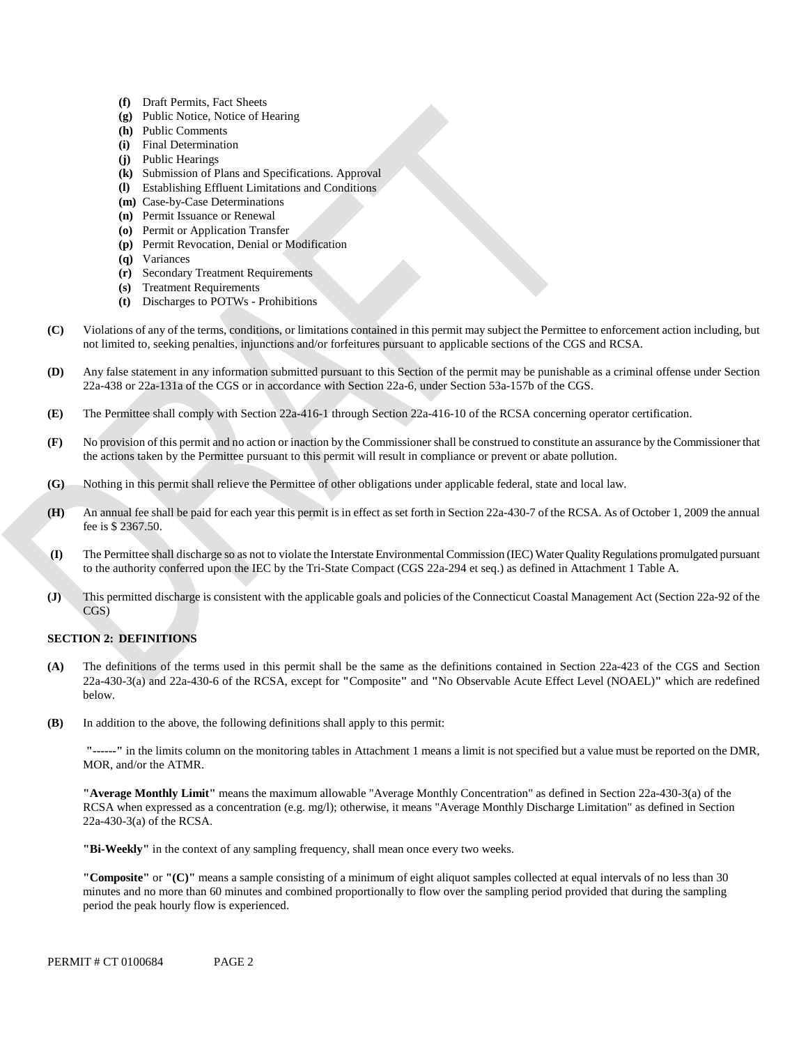- **(f)** Draft Permits, Fact Sheets
- **(g)** Public Notice, Notice of Hearing
- **(h)** Public Comments
- **(i)** Final Determination
- **(j)** Public Hearings
- **(k)** Submission of Plans and Specifications. Approval
- **(l)** Establishing Effluent Limitations and Conditions
- **(m)** Case-by-Case Determinations
- **(n)** Permit Issuance or Renewal
- **(o)** Permit or Application Transfer
- **(p)** Permit Revocation, Denial or Modification
- **(q)** Variances
- **(r)** Secondary Treatment Requirements
- **(s)** Treatment Requirements
- **(t)** Discharges to POTWs - Prohibitions

**(C)** Violations of any of the terms, conditions, or limitations contained in this permit may subject the Permittee to enforcement action including, but not limited to, seeking penalties, injunctions and/or forfeitures pursuant to applicable sections of the CGS and RCSA.

**(D)** Any false statement in any information submitted pursuant to this Section of the permit may be punishable as a criminal offense under Section 22a-438 or 22a-131a of the CGS or in accordance with Section 22a-6, under Section 53a-157b of the CGS.

**(E)** The Permittee shall comply with Section 22a-416-1 through Section 22a-416-10 of the RCSA concerning operator certification.

**(F)** No provision of this permit and no action or inaction by the Commissioner shall be construed to constitute an assurance by the Commissioner that the actions taken by the Permittee pursuant to this permit will result in compliance or prevent or abate pollution.

**(G)** Nothing in this permit shall relieve the Permittee of other obligations under applicable federal, state and local law.

**(H)** An annual fee shall be paid for each year this permit is in effect as set forth in Section 22a-430-7 of the RCSA. As of October 1, 2009 the annual fee is $ 2367.50.

**(I)** The Permittee shall discharge so as not to violate the Interstate Environmental Commission (IEC) Water Quality Regulations promulgated pursuant to the authority conferred upon the IEC by the Tri-State Compact (CGS 22a-294 et seq.) as defined in Attachment 1 Table A.

**(J)** This permitted discharge is consistent with the applicable goals and policies of the Connecticut Coastal Management Act (Section 22a-92 of the CGS)

**SECTION 2: DEFINITIONS**

**(A)** The definitions of the terms used in this permit shall be the same as the definitions contained in Section 22a-423 of the CGS and Section 22a-430-3(a) and 22a-430-6 of the RCSA, except for **"**Composite**"** and **"**No Observable Acute Effect Level (NOAEL)**"** which are redefined below.

**(B)** In addition to the above, the following definitions shall apply to this permit:

**"------"** in the limits column on the monitoring tables in Attachment 1 means a limit is not specified but a value must be reported on the DMR, MOR, and/or the ATMR.

**"Average Monthly Limit"** means the maximum allowable "Average Monthly Concentration" as defined in Section 22a-430-3(a) of the RCSA when expressed as a concentration (e.g. mg/l); otherwise, it means "Average Monthly Discharge Limitation" as defined in Section 22a-430-3(a) of the RCSA.

**"Bi-Weekly"** in the context of any sampling frequency, shall mean once every two weeks.

**"Composite"** or **"(C)"** means a sample consisting of a minimum of eight aliquot samples collected at equal intervals of no less than 30 minutes and no more than 60 minutes and combined proportionally to flow over the sampling period provided that during the sampling period the peak hourly flow is experienced.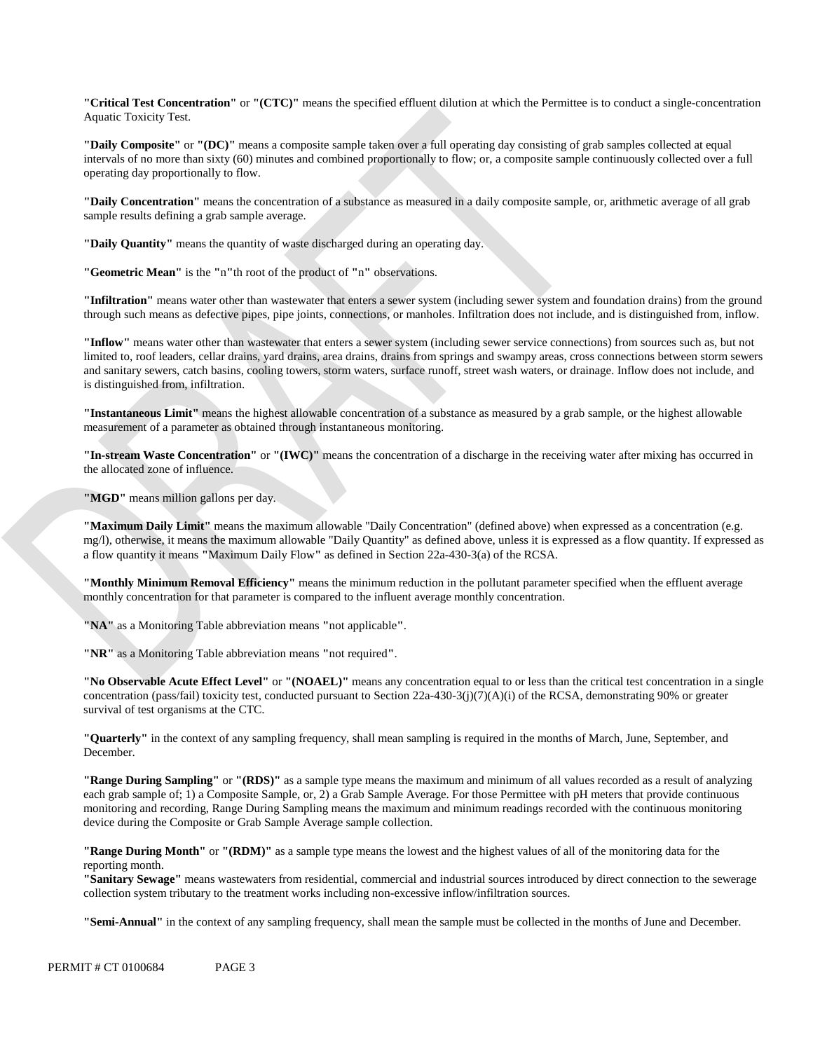**"Critical Test Concentration"** or **"(CTC)"** means the specified effluent dilution at which the Permittee is to conduct a single-concentration Aquatic Toxicity Test.

**"Daily Composite"** or **"(DC)"** means a composite sample taken over a full operating day consisting of grab samples collected at equal intervals of no more than sixty (60) minutes and combined proportionally to flow; or, a composite sample continuously collected over a full operating day proportionally to flow.

**"Daily Concentration"** means the concentration of a substance as measured in a daily composite sample, or, arithmetic average of all grab sample results defining a grab sample average.

**"Daily Quantity"** means the quantity of waste discharged during an operating day.

**"Geometric Mean"** is the **"**n**"**th root of the product of **"**n**"** observations.

**"Infiltration"** means water other than wastewater that enters a sewer system (including sewer system and foundation drains) from the ground through such means as defective pipes, pipe joints, connections, or manholes. Infiltration does not include, and is distinguished from, inflow.

**"Inflow"** means water other than wastewater that enters a sewer system (including sewer service connections) from sources such as, but not limited to, roof leaders, cellar drains, yard drains, area drains, drains from springs and swampy areas, cross connections between storm sewers and sanitary sewers, catch basins, cooling towers, storm waters, surface runoff, street wash waters, or drainage. Inflow does not include, and is distinguished from, infiltration.

**"Instantaneous Limit"** means the highest allowable concentration of a substance as measured by a grab sample, or the highest allowable measurement of a parameter as obtained through instantaneous monitoring.

**"In-stream Waste Concentration"** or **"(IWC)"** means the concentration of a discharge in the receiving water after mixing has occurred in the allocated zone of influence.

**"MGD"** means million gallons per day.

**"Maximum Daily Limit"** means the maximum allowable "Daily Concentration" (defined above) when expressed as a concentration (e.g. mg/l), otherwise, it means the maximum allowable "Daily Quantity" as defined above, unless it is expressed as a flow quantity. If expressed as a flow quantity it means **"**Maximum Daily Flow**"** as defined in Section 22a-430-3(a) of the RCSA.

**"Monthly Minimum Removal Efficiency"** means the minimum reduction in the pollutant parameter specified when the effluent average monthly concentration for that parameter is compared to the influent average monthly concentration.

**"NA"** as a Monitoring Table abbreviation means **"**not applicable**"**.

**"NR"** as a Monitoring Table abbreviation means **"**not required**"**.

**"No Observable Acute Effect Level"** or **"(NOAEL)"** means any concentration equal to or less than the critical test concentration in a single concentration (pass/fail) toxicity test, conducted pursuant to Section 22a-430-3(j)(7)(A)(i) of the RCSA, demonstrating 90% or greater survival of test organisms at the CTC.

**"Quarterly"** in the context of any sampling frequency, shall mean sampling is required in the months of March, June, September, and December.

**"Range During Sampling"** or **"(RDS)"** as a sample type means the maximum and minimum of all values recorded as a result of analyzing each grab sample of; 1) a Composite Sample, or, 2) a Grab Sample Average. For those Permittee with pH meters that provide continuous monitoring and recording, Range During Sampling means the maximum and minimum readings recorded with the continuous monitoring device during the Composite or Grab Sample Average sample collection.

**"Range During Month"** or **"(RDM)"** as a sample type means the lowest and the highest values of all of the monitoring data for the reporting month.

**"Sanitary Sewage"** means wastewaters from residential, commercial and industrial sources introduced by direct connection to the sewerage collection system tributary to the treatment works including non-excessive inflow/infiltration sources.

**"Semi-Annual"** in the context of any sampling frequency, shall mean the sample must be collected in the months of June and December.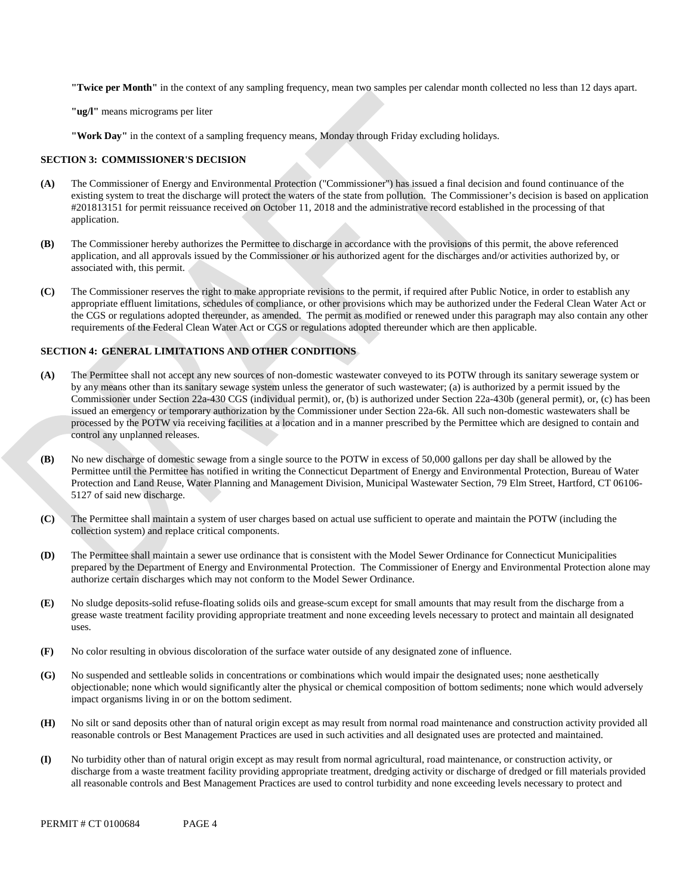**"Twice per Month"** in the context of any sampling frequency, mean two samples per calendar month collected no less than 12 days apart.

**"ug/l"** means micrograms per liter

**"Work Day"** in the context of a sampling frequency means, Monday through Friday excluding holidays.

## SECTION 3: COMMISSIONER'S DECISION

**(A)** The Commissioner of Energy and Environmental Protection ("Commissioner") has issued a final decision and found continuance of the existing system to treat the discharge will protect the waters of the state from pollution. The Commissioner's decision is based on application #201813151 for permit reissuance received on October 11, 2018 and the administrative record established in the processing of that application.

**(B)** The Commissioner hereby authorizes the Permittee to discharge in accordance with the provisions of this permit, the above referenced application, and all approvals issued by the Commissioner or his authorized agent for the discharges and/or activities authorized by, or associated with, this permit.

**(C)** The Commissioner reserves the right to make appropriate revisions to the permit, if required after Public Notice, in order to establish any appropriate effluent limitations, schedules of compliance, or other provisions which may be authorized under the Federal Clean Water Act or the CGS or regulations adopted thereunder, as amended. The permit as modified or renewed under this paragraph may also contain any other requirements of the Federal Clean Water Act or CGS or regulations adopted thereunder which are then applicable.

## SECTION 4: GENERAL LIMITATIONS AND OTHER CONDITIONS

**(A)** The Permittee shall not accept any new sources of non-domestic wastewater conveyed to its POTW through its sanitary sewerage system or by any means other than its sanitary sewage system unless the generator of such wastewater; (a) is authorized by a permit issued by the Commissioner under Section 22a-430 CGS (individual permit), or, (b) is authorized under Section 22a-430b (general permit), or, (c) has been issued an emergency or temporary authorization by the Commissioner under Section 22a-6k. All such non-domestic wastewaters shall be processed by the POTW via receiving facilities at a location and in a manner prescribed by the Permittee which are designed to contain and control any unplanned releases.

**(B)** No new discharge of domestic sewage from a single source to the POTW in excess of 50,000 gallons per day shall be allowed by the Permittee until the Permittee has notified in writing the Connecticut Department of Energy and Environmental Protection, Bureau of Water Protection and Land Reuse, Water Planning and Management Division, Municipal Wastewater Section, 79 Elm Street, Hartford, CT 06106-5127 of said new discharge.

**(C)** The Permittee shall maintain a system of user charges based on actual use sufficient to operate and maintain the POTW (including the collection system) and replace critical components.

**(D)** The Permittee shall maintain a sewer use ordinance that is consistent with the Model Sewer Ordinance for Connecticut Municipalities prepared by the Department of Energy and Environmental Protection. The Commissioner of Energy and Environmental Protection alone may authorize certain discharges which may not conform to the Model Sewer Ordinance.

**(E)** No sludge deposits-solid refuse-floating solids oils and grease-scum except for small amounts that may result from the discharge from a grease waste treatment facility providing appropriate treatment and none exceeding levels necessary to protect and maintain all designated uses.

**(F)** No color resulting in obvious discoloration of the surface water outside of any designated zone of influence.

**(G)** No suspended and settleable solids in concentrations or combinations which would impair the designated uses; none aesthetically objectionable; none which would significantly alter the physical or chemical composition of bottom sediments; none which would adversely impact organisms living in or on the bottom sediment.

**(H)** No silt or sand deposits other than of natural origin except as may result from normal road maintenance and construction activity provided all reasonable controls or Best Management Practices are used in such activities and all designated uses are protected and maintained.

**(I)** No turbidity other than of natural origin except as may result from normal agricultural, road maintenance, or construction activity, or discharge from a waste treatment facility providing appropriate treatment, dredging activity or discharge of dredged or fill materials provided all reasonable controls and Best Management Practices are used to control turbidity and none exceeding levels necessary to protect and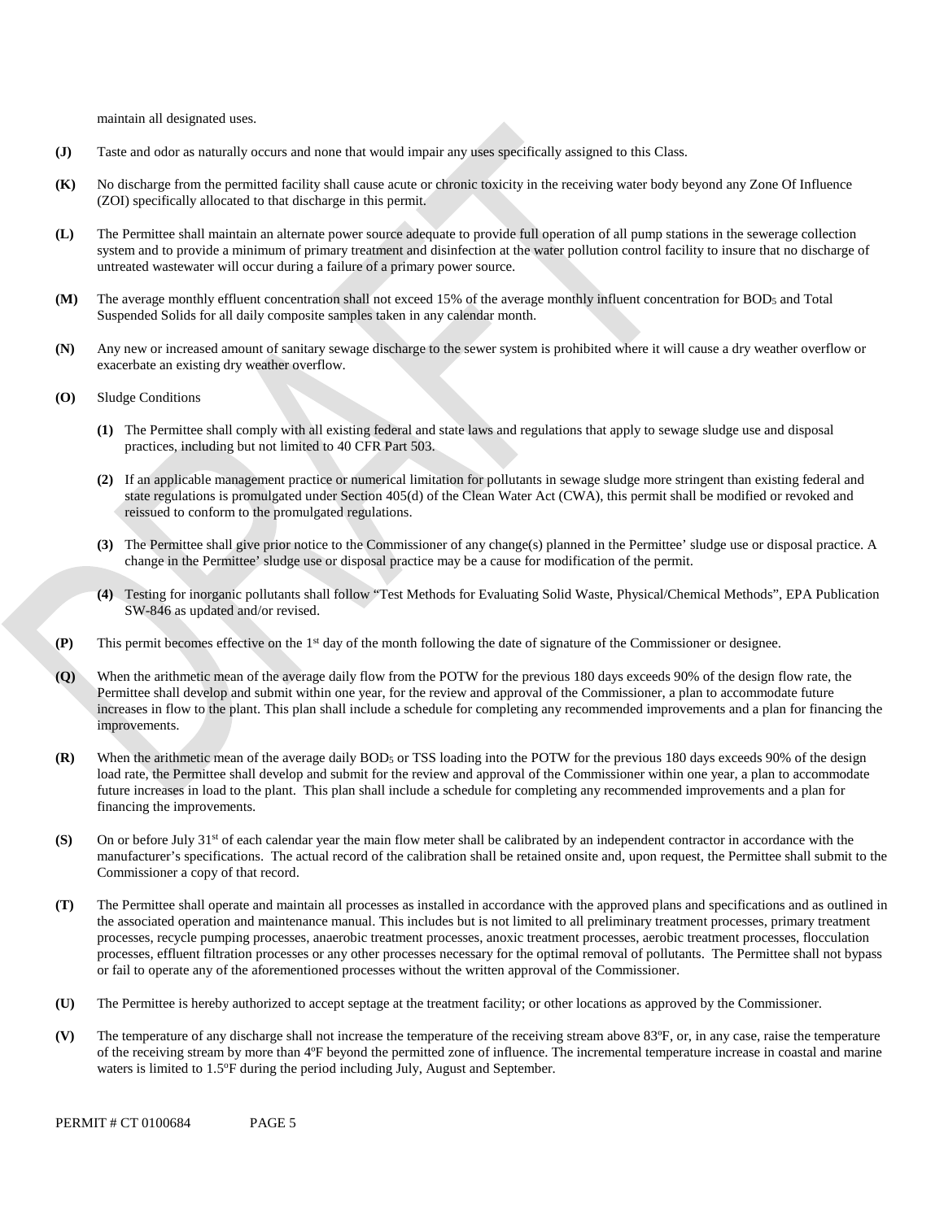maintain all designated uses.

**(J)** Taste and odor as naturally occurs and none that would impair any uses specifically assigned to this Class.

**(K)** No discharge from the permitted facility shall cause acute or chronic toxicity in the receiving water body beyond any Zone Of Influence (ZOI) specifically allocated to that discharge in this permit.

**(L)** The Permittee shall maintain an alternate power source adequate to provide full operation of all pump stations in the sewerage collection system and to provide a minimum of primary treatment and disinfection at the water pollution control facility to insure that no discharge of untreated wastewater will occur during a failure of a primary power source.

**(M)** The average monthly effluent concentration shall not exceed 15% of the average monthly influent concentration for $BOD_5$ and Total Suspended Solids for all daily composite samples taken in any calendar month.

**(N)** Any new or increased amount of sanitary sewage discharge to the sewer system is prohibited where it will cause a dry weather overflow or exacerbate an existing dry weather overflow.

**(O)** Sludge Conditions

**(1)** The Permittee shall comply with all existing federal and state laws and regulations that apply to sewage sludge use and disposal practices, including but not limited to 40 CFR Part 503.

**(2)** If an applicable management practice or numerical limitation for pollutants in sewage sludge more stringent than existing federal and state regulations is promulgated under Section 405(d) of the Clean Water Act (CWA), this permit shall be modified or revoked and reissued to conform to the promulgated regulations.

**(3)** The Permittee shall give prior notice to the Commissioner of any change(s) planned in the Permittee' sludge use or disposal practice. A change in the Permittee' sludge use or disposal practice may be a cause for modification of the permit.

**(4)** Testing for inorganic pollutants shall follow "Test Methods for Evaluating Solid Waste, Physical/Chemical Methods", EPA Publication SW-846 as updated and/or revised.

**(P)** This permit becomes effective on the 1st day of the month following the date of signature of the Commissioner or designee.

**(Q)** When the arithmetic mean of the average daily flow from the POTW for the previous 180 days exceeds 90% of the design flow rate, the Permittee shall develop and submit within one year, for the review and approval of the Commissioner, a plan to accommodate future increases in flow to the plant. This plan shall include a schedule for completing any recommended improvements and a plan for financing the improvements.

**(R)** When the arithmetic mean of the average daily $BOD_5$ or TSS loading into the POTW for the previous 180 days exceeds 90% of the design load rate, the Permittee shall develop and submit for the review and approval of the Commissioner within one year, a plan to accommodate future increases in load to the plant. This plan shall include a schedule for completing any recommended improvements and a plan for financing the improvements.

**(S)** On or before July 31st of each calendar year the main flow meter shall be calibrated by an independent contractor in accordance with the manufacturer's specifications. The actual record of the calibration shall be retained onsite and, upon request, the Permittee shall submit to the Commissioner a copy of that record.

**(T)** The Permittee shall operate and maintain all processes as installed in accordance with the approved plans and specifications and as outlined in the associated operation and maintenance manual. This includes but is not limited to all preliminary treatment processes, primary treatment processes, recycle pumping processes, anaerobic treatment processes, anoxic treatment processes, aerobic treatment processes, flocculation processes, effluent filtration processes or any other processes necessary for the optimal removal of pollutants. The Permittee shall not bypass or fail to operate any of the aforementioned processes without the written approval of the Commissioner.

**(U)** The Permittee is hereby authorized to accept septage at the treatment facility; or other locations as approved by the Commissioner.

**(V)** The temperature of any discharge shall not increase the temperature of the receiving stream above 83ºF, or, in any case, raise the temperature of the receiving stream by more than 4ºF beyond the permitted zone of influence. The incremental temperature increase in coastal and marine waters is limited to 1.5ºF during the period including July, August and September.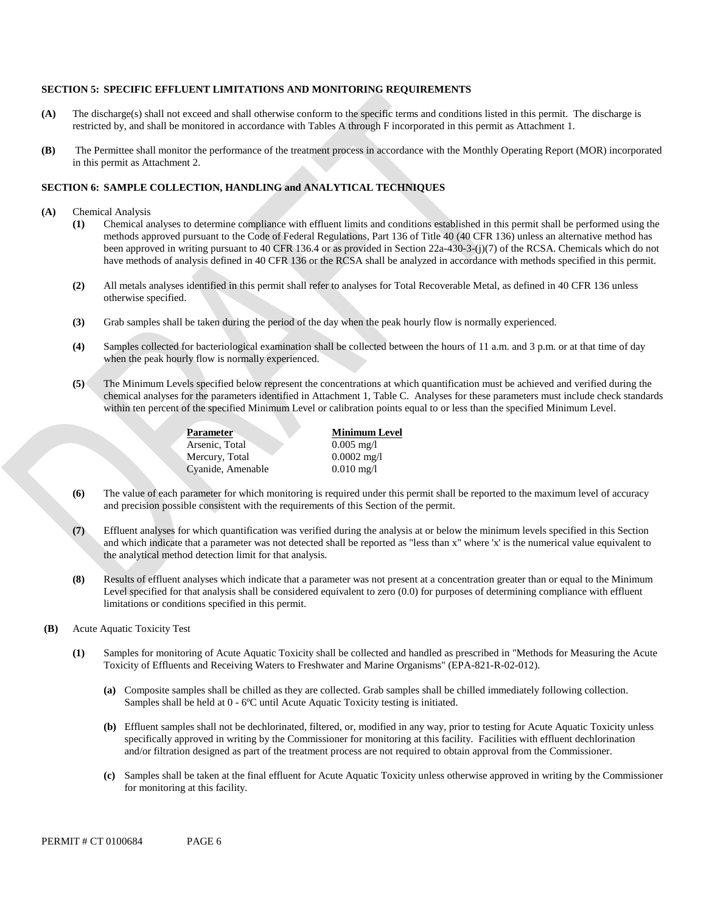**SECTION 5: SPECIFIC EFFLUENT LIMITATIONS AND MONITORING REQUIREMENTS**

**(A)** The discharge(s) shall not exceed and shall otherwise conform to the specific terms and conditions listed in this permit. The discharge is restricted by, and shall be monitored in accordance with Tables A through F incorporated in this permit as Attachment 1.

**(B)** The Permittee shall monitor the performance of the treatment process in accordance with the Monthly Operating Report (MOR) incorporated in this permit as Attachment 2.

**SECTION 6: SAMPLE COLLECTION, HANDLING and ANALYTICAL TECHNIQUES**

**(A)** Chemical Analysis

**(1)** Chemical analyses to determine compliance with effluent limits and conditions established in this permit shall be performed using the methods approved pursuant to the Code of Federal Regulations, Part 136 of Title 40 (40 CFR 136) unless an alternative method has been approved in writing pursuant to 40 CFR 136.4 or as provided in Section 22a-430-3-(j)(7) of the RCSA. Chemicals which do not have methods of analysis defined in 40 CFR 136 or the RCSA shall be analyzed in accordance with methods specified in this permit.

**(2)** All metals analyses identified in this permit shall refer to analyses for Total Recoverable Metal, as defined in 40 CFR 136 unless otherwise specified.

**(3)** Grab samples shall be taken during the period of the day when the peak hourly flow is normally experienced.

**(4)** Samples collected for bacteriological examination shall be collected between the hours of 11 a.m. and 3 p.m. or at that time of day when the peak hourly flow is normally experienced.

**(5)** The Minimum Levels specified below represent the concentrations at which quantification must be achieved and verified during the chemical analyses for the parameters identified in Attachment 1, Table C. Analyses for these parameters must include check standards within ten percent of the specified Minimum Level or calibration points equal to or less than the specified Minimum Level.

| Parameter | Minimum Level |
|---|---|
| Arsenic, Total | 0.005 mg/l |
| Mercury, Total | 0.0002 mg/l |
| Cyanide, Amenable | 0.010 mg/l |

**(6)** The value of each parameter for which monitoring is required under this permit shall be reported to the maximum level of accuracy and precision possible consistent with the requirements of this Section of the permit.

**(7)** Effluent analyses for which quantification was verified during the analysis at or below the minimum levels specified in this Section and which indicate that a parameter was not detected shall be reported as "less than x" where 'x' is the numerical value equivalent to the analytical method detection limit for that analysis.

**(8)** Results of effluent analyses which indicate that a parameter was not present at a concentration greater than or equal to the Minimum Level specified for that analysis shall be considered equivalent to zero (0.0) for purposes of determining compliance with effluent limitations or conditions specified in this permit.

**(B)** Acute Aquatic Toxicity Test

**(1)** Samples for monitoring of Acute Aquatic Toxicity shall be collected and handled as prescribed in "Methods for Measuring the Acute Toxicity of Effluents and Receiving Waters to Freshwater and Marine Organisms" (EPA-821-R-02-012).

**(a)** Composite samples shall be chilled as they are collected. Grab samples shall be chilled immediately following collection. Samples shall be held at 0 - 6ºC until Acute Aquatic Toxicity testing is initiated.

**(b)** Effluent samples shall not be dechlorinated, filtered, or, modified in any way, prior to testing for Acute Aquatic Toxicity unless specifically approved in writing by the Commissioner for monitoring at this facility. Facilities with effluent dechlorination and/or filtration designed as part of the treatment process are not required to obtain approval from the Commissioner.

**(c)** Samples shall be taken at the final effluent for Acute Aquatic Toxicity unless otherwise approved in writing by the Commissioner for monitoring at this facility.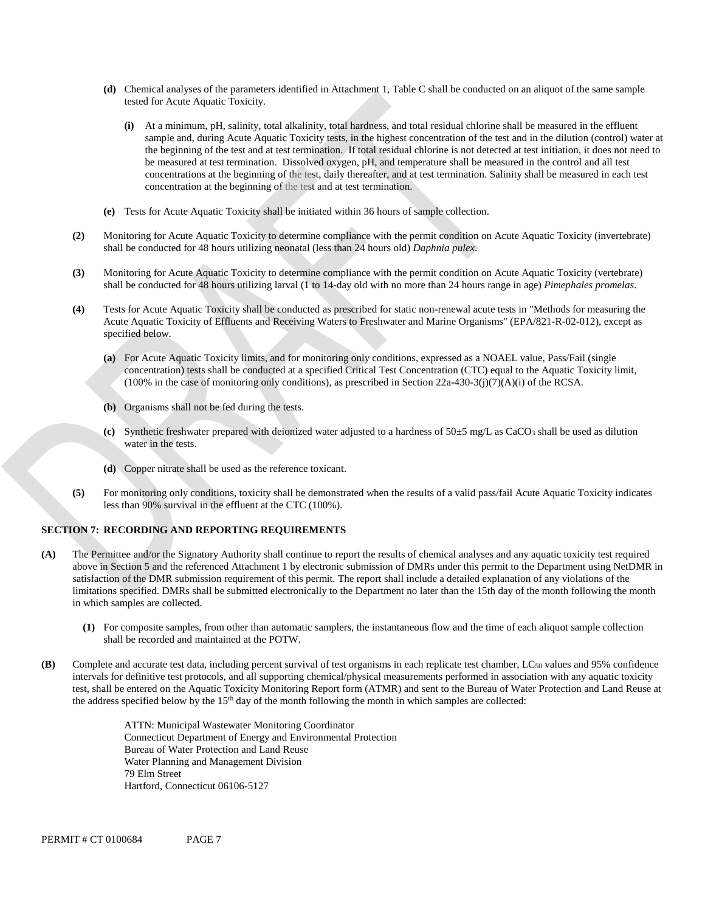**(d)** Chemical analyses of the parameters identified in Attachment 1, Table C shall be conducted on an aliquot of the same sample tested for Acute Aquatic Toxicity.

**(i)** At a minimum, pH, salinity, total alkalinity, total hardness, and total residual chlorine shall be measured in the effluent sample and, during Acute Aquatic Toxicity tests, in the highest concentration of the test and in the dilution (control) water at the beginning of the test and at test termination. If total residual chlorine is not detected at test initiation, it does not need to be measured at test termination. Dissolved oxygen, pH, and temperature shall be measured in the control and all test concentrations at the beginning of the test, daily thereafter, and at test termination. Salinity shall be measured in each test concentration at the beginning of the test and at test termination.

**(e)** Tests for Acute Aquatic Toxicity shall be initiated within 36 hours of sample collection.

**(2)** Monitoring for Acute Aquatic Toxicity to determine compliance with the permit condition on Acute Aquatic Toxicity (invertebrate) shall be conducted for 48 hours utilizing neonatal (less than 24 hours old) *Daphnia pulex*.

**(3)** Monitoring for Acute Aquatic Toxicity to determine compliance with the permit condition on Acute Aquatic Toxicity (vertebrate) shall be conducted for 48 hours utilizing larval (1 to 14-day old with no more than 24 hours range in age) *Pimephales promelas*.

**(4)** Tests for Acute Aquatic Toxicity shall be conducted as prescribed for static non-renewal acute tests in "Methods for measuring the Acute Aquatic Toxicity of Effluents and Receiving Waters to Freshwater and Marine Organisms" (EPA/821-R-02-012), except as specified below.

**(a)** For Acute Aquatic Toxicity limits, and for monitoring only conditions, expressed as a NOAEL value, Pass/Fail (single concentration) tests shall be conducted at a specified Critical Test Concentration (CTC) equal to the Aquatic Toxicity limit, (100% in the case of monitoring only conditions), as prescribed in Section 22a-430-3(j)(7)(A)(i) of the RCSA.

**(b)** Organisms shall not be fed during the tests.

**(c)** Synthetic freshwater prepared with deionized water adjusted to a hardness of 50±5 mg/L as $CaCO_3$ shall be used as dilution water in the tests.

**(d)** Copper nitrate shall be used as the reference toxicant.

**(5)** For monitoring only conditions, toxicity shall be demonstrated when the results of a valid pass/fail Acute Aquatic Toxicity indicates less than 90% survival in the effluent at the CTC (100%).

## SECTION 7: RECORDING AND REPORTING REQUIREMENTS

**(A)** The Permittee and/or the Signatory Authority shall continue to report the results of chemical analyses and any aquatic toxicity test required above in Section 5 and the referenced Attachment 1 by electronic submission of DMRs under this permit to the Department using NetDMR in satisfaction of the DMR submission requirement of this permit. The report shall include a detailed explanation of any violations of the limitations specified. DMRs shall be submitted electronically to the Department no later than the 15th day of the month following the month in which samples are collected.

**(1)** For composite samples, from other than automatic samplers, the instantaneous flow and the time of each aliquot sample collection shall be recorded and maintained at the POTW.

**(B)** Complete and accurate test data, including percent survival of test organisms in each replicate test chamber, $LC_{50}$ values and 95% confidence intervals for definitive test protocols, and all supporting chemical/physical measurements performed in association with any aquatic toxicity test, shall be entered on the Aquatic Toxicity Monitoring Report form (ATMR) and sent to the Bureau of Water Protection and Land Reuse at the address specified below by the 15th day of the month following the month in which samples are collected:

ATTN: Municipal Wastewater Monitoring Coordinator
Connecticut Department of Energy and Environmental Protection
Bureau of Water Protection and Land Reuse
Water Planning and Management Division
79 Elm Street
Hartford, Connecticut 06106-5127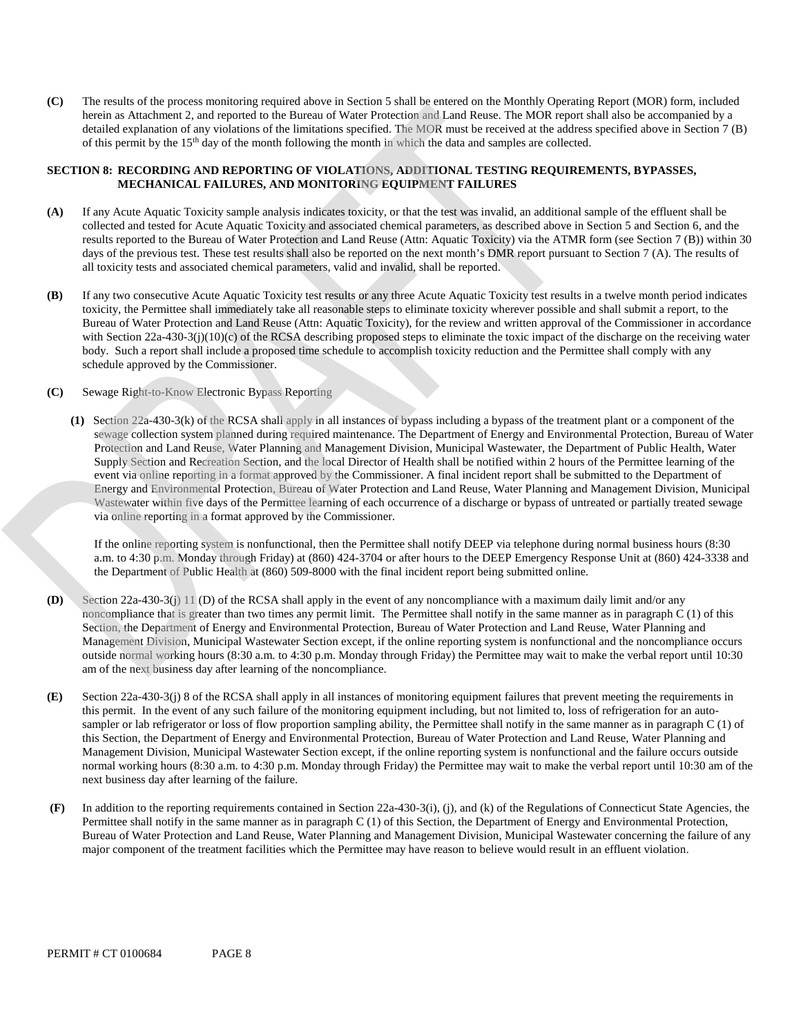**(C)** The results of the process monitoring required above in Section 5 shall be entered on the Monthly Operating Report (MOR) form, included herein as Attachment 2, and reported to the Bureau of Water Protection and Land Reuse. The MOR report shall also be accompanied by a detailed explanation of any violations of the limitations specified. The MOR must be received at the address specified above in Section 7 (B) of this permit by the 15th day of the month following the month in which the data and samples are collected.

## SECTION 8: RECORDING AND REPORTING OF VIOLATIONS, ADDITIONAL TESTING REQUIREMENTS, BYPASSES, MECHANICAL FAILURES, AND MONITORING EQUIPMENT FAILURES

**(A)** If any Acute Aquatic Toxicity sample analysis indicates toxicity, or that the test was invalid, an additional sample of the effluent shall be collected and tested for Acute Aquatic Toxicity and associated chemical parameters, as described above in Section 5 and Section 6, and the results reported to the Bureau of Water Protection and Land Reuse (Attn: Aquatic Toxicity) via the ATMR form (see Section 7 (B)) within 30 days of the previous test. These test results shall also be reported on the next month's DMR report pursuant to Section 7 (A). The results of all toxicity tests and associated chemical parameters, valid and invalid, shall be reported.

**(B)** If any two consecutive Acute Aquatic Toxicity test results or any three Acute Aquatic Toxicity test results in a twelve month period indicates toxicity, the Permittee shall immediately take all reasonable steps to eliminate toxicity wherever possible and shall submit a report, to the Bureau of Water Protection and Land Reuse (Attn: Aquatic Toxicity), for the review and written approval of the Commissioner in accordance with Section 22a-430-3(j)(10)(c) of the RCSA describing proposed steps to eliminate the toxic impact of the discharge on the receiving water body. Such a report shall include a proposed time schedule to accomplish toxicity reduction and the Permittee shall comply with any schedule approved by the Commissioner.

**(C)** Sewage Right-to-Know Electronic Bypass Reporting

**(1)** Section 22a-430-3(k) of the RCSA shall apply in all instances of bypass including a bypass of the treatment plant or a component of the sewage collection system planned during required maintenance. The Department of Energy and Environmental Protection, Bureau of Water Protection and Land Reuse, Water Planning and Management Division, Municipal Wastewater, the Department of Public Health, Water Supply Section and Recreation Section, and the local Director of Health shall be notified within 2 hours of the Permittee learning of the event via online reporting in a format approved by the Commissioner. A final incident report shall be submitted to the Department of Energy and Environmental Protection, Bureau of Water Protection and Land Reuse, Water Planning and Management Division, Municipal Wastewater within five days of the Permittee learning of each occurrence of a discharge or bypass of untreated or partially treated sewage via online reporting in a format approved by the Commissioner.

If the online reporting system is nonfunctional, then the Permittee shall notify DEEP via telephone during normal business hours (8:30 a.m. to 4:30 p.m. Monday through Friday) at (860) 424-3704 or after hours to the DEEP Emergency Response Unit at (860) 424-3338 and the Department of Public Health at (860) 509-8000 with the final incident report being submitted online.

**(D)** Section 22a-430-3(j) 11 (D) of the RCSA shall apply in the event of any noncompliance with a maximum daily limit and/or any noncompliance that is greater than two times any permit limit. The Permittee shall notify in the same manner as in paragraph C (1) of this Section, the Department of Energy and Environmental Protection, Bureau of Water Protection and Land Reuse, Water Planning and Management Division, Municipal Wastewater Section except, if the online reporting system is nonfunctional and the noncompliance occurs outside normal working hours (8:30 a.m. to 4:30 p.m. Monday through Friday) the Permittee may wait to make the verbal report until 10:30 am of the next business day after learning of the noncompliance.

**(E)** Section 22a-430-3(j) 8 of the RCSA shall apply in all instances of monitoring equipment failures that prevent meeting the requirements in this permit. In the event of any such failure of the monitoring equipment including, but not limited to, loss of refrigeration for an auto-sampler or lab refrigerator or loss of flow proportion sampling ability, the Permittee shall notify in the same manner as in paragraph C (1) of this Section, the Department of Energy and Environmental Protection, Bureau of Water Protection and Land Reuse, Water Planning and Management Division, Municipal Wastewater Section except, if the online reporting system is nonfunctional and the failure occurs outside normal working hours (8:30 a.m. to 4:30 p.m. Monday through Friday) the Permittee may wait to make the verbal report until 10:30 am of the next business day after learning of the failure.

**(F)** In addition to the reporting requirements contained in Section 22a-430-3(i), (j), and (k) of the Regulations of Connecticut State Agencies, the Permittee shall notify in the same manner as in paragraph C (1) of this Section, the Department of Energy and Environmental Protection, Bureau of Water Protection and Land Reuse, Water Planning and Management Division, Municipal Wastewater concerning the failure of any major component of the treatment facilities which the Permittee may have reason to believe would result in an effluent violation.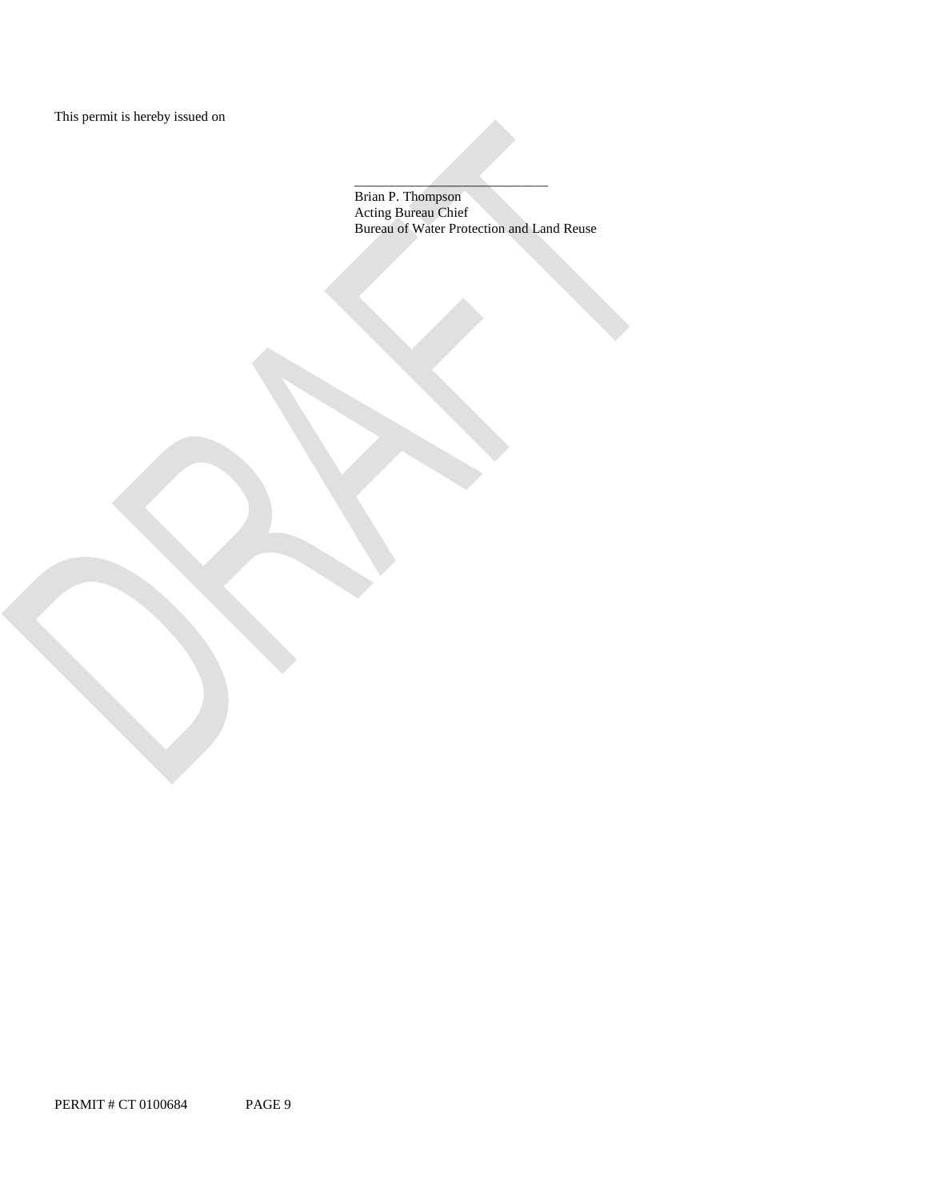This permit is hereby issued on

\_\_\_\_\_\_\_\_\_\_\_\_\_\_\_\_\_\_\_\_\_\_\_\_\_\_\_\_

Brian P. Thompson
Acting Bureau Chief
Bureau of Water Protection and Land Reuse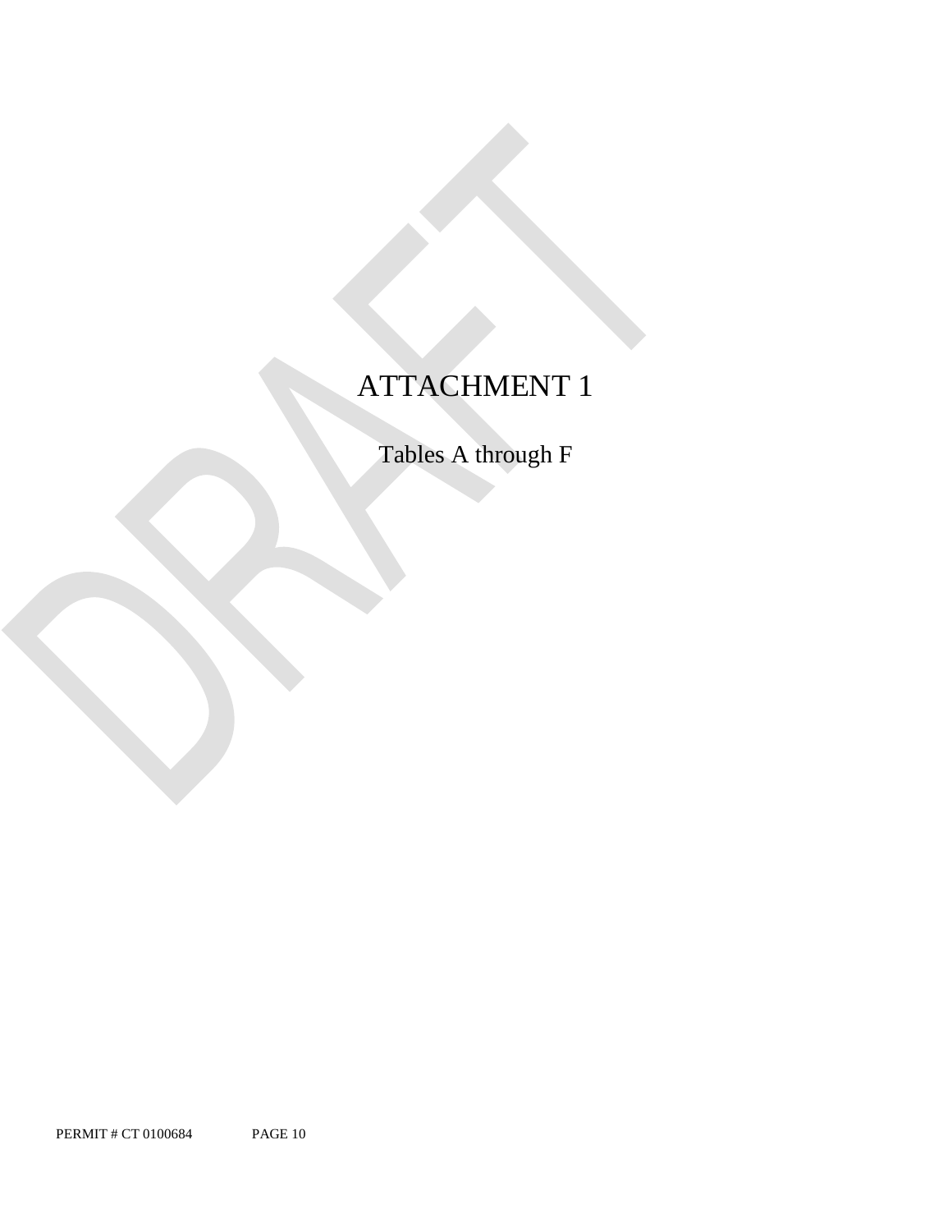# ATTACHMENT 1

Tables A through F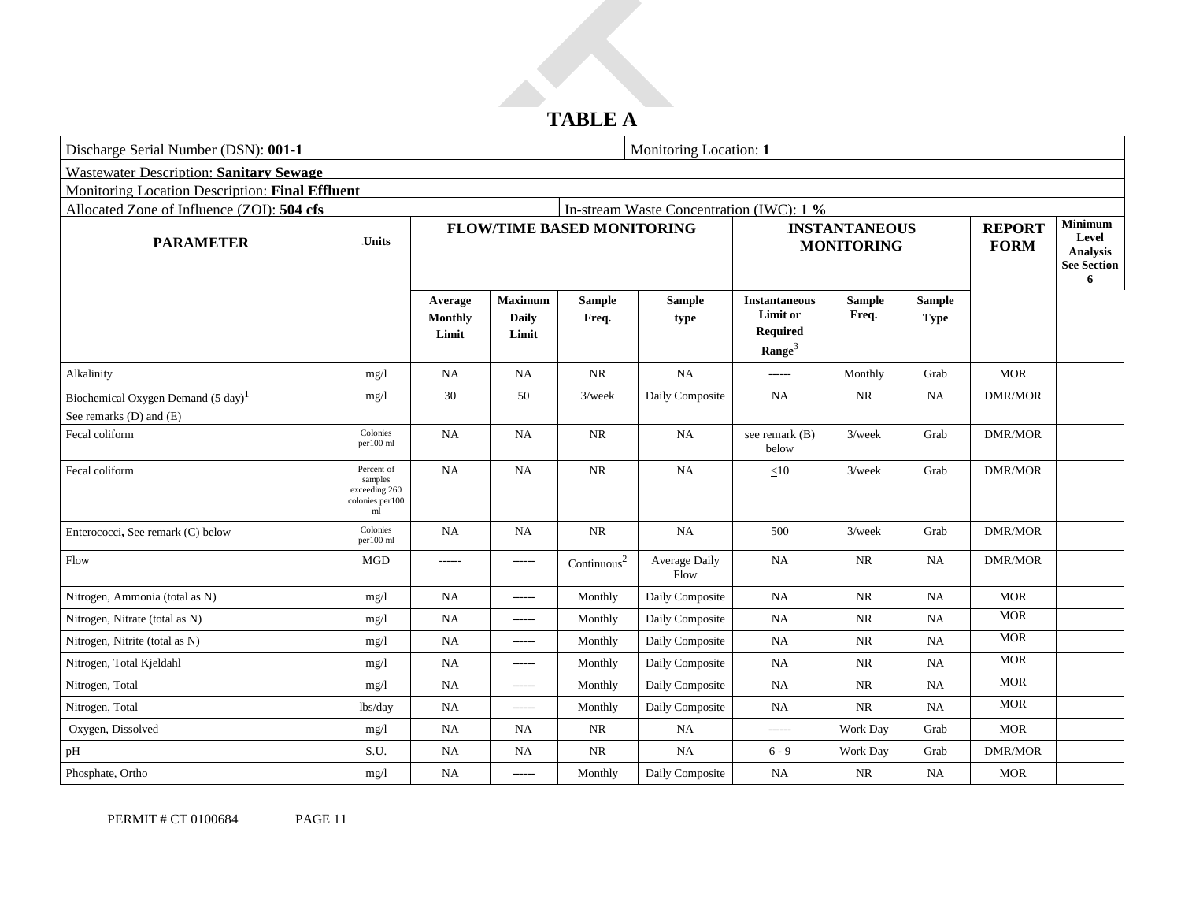# TABLE A

| Discharge Serial Number (DSN): **001-1** | | | | | Monitoring Location: **1** | | | | | |
|---|---|---|---|---|---|---|---|---|---|---|
| Wastewater Description: **Sanitary Sewage** | | | | | | | | | | |
| Monitoring Location Description: **Final Effluent** | | | | | | | | | | |
| Allocated Zone of Influence (ZOI): **504 cfs** | | | | In-stream Waste Concentration (IWC): **1 %** | | | | | | |
| **PARAMETER** | **Units** | **FLOW/TIME BASED MONITORING** | | | | **INSTANTANEOUS MONITORING** | | | **REPORT FORM** | **Minimum Level Analysis See Section 6** |
| | | **Average Monthly Limit** | **Maximum Daily Limit** | **Sample Freq.** | **Sample type** | **Instantaneous Limit or Required Range**[3] | **Sample Freq.** | **Sample Type** | | |
| Alkalinity | mg/l | NA | NA | NR | NA | ------ | Monthly | Grab | MOR | |
| Biochemical Oxygen Demand (5 day)[1] See remarks (D) and (E) | mg/l | 30 | 50 | 3/week | Daily Composite | NA | NR | NA | DMR/MOR | |
| Fecal coliform | Colonies per100 ml | NA | NA | NR | NA | see remark (B) below | 3/week | Grab | DMR/MOR | |
| Fecal coliform | Percent of samples exceeding 260 colonies per100 ml | NA | NA | NR | NA | ≤10 | 3/week | Grab | DMR/MOR | |
| Enterococci, See remark (C) below | Colonies per100 ml | NA | NA | NR | NA | 500 | 3/week | Grab | DMR/MOR | |
| Flow | MGD | ------ | ------ | Continuous[2] | Average Daily Flow | NA | NR | NA | DMR/MOR | |
| Nitrogen, Ammonia (total as N) | mg/l | NA | ------ | Monthly | Daily Composite | NA | NR | NA | MOR | |
| Nitrogen, Nitrate (total as N) | mg/l | NA | ------ | Monthly | Daily Composite | NA | NR | NA | MOR | |
| Nitrogen, Nitrite (total as N) | mg/l | NA | ------ | Monthly | Daily Composite | NA | NR | NA | MOR | |
| Nitrogen, Total Kjeldahl | mg/l | NA | ------ | Monthly | Daily Composite | NA | NR | NA | MOR | |
| Nitrogen, Total | mg/l | NA | ------ | Monthly | Daily Composite | NA | NR | NA | MOR | |
| Nitrogen, Total | lbs/day | NA | ------ | Monthly | Daily Composite | NA | NR | NA | MOR | |
| Oxygen, Dissolved | mg/l | NA | NA | NR | NA | ------ | Work Day | Grab | MOR | |
| pH | S.U. | NA | NA | NR | NA | 6 - 9 | Work Day | Grab | DMR/MOR | |
| Phosphate, Ortho | mg/l | NA | ------ | Monthly | Daily Composite | NA | NR | NA | MOR | |

PERMIT # CT 0100684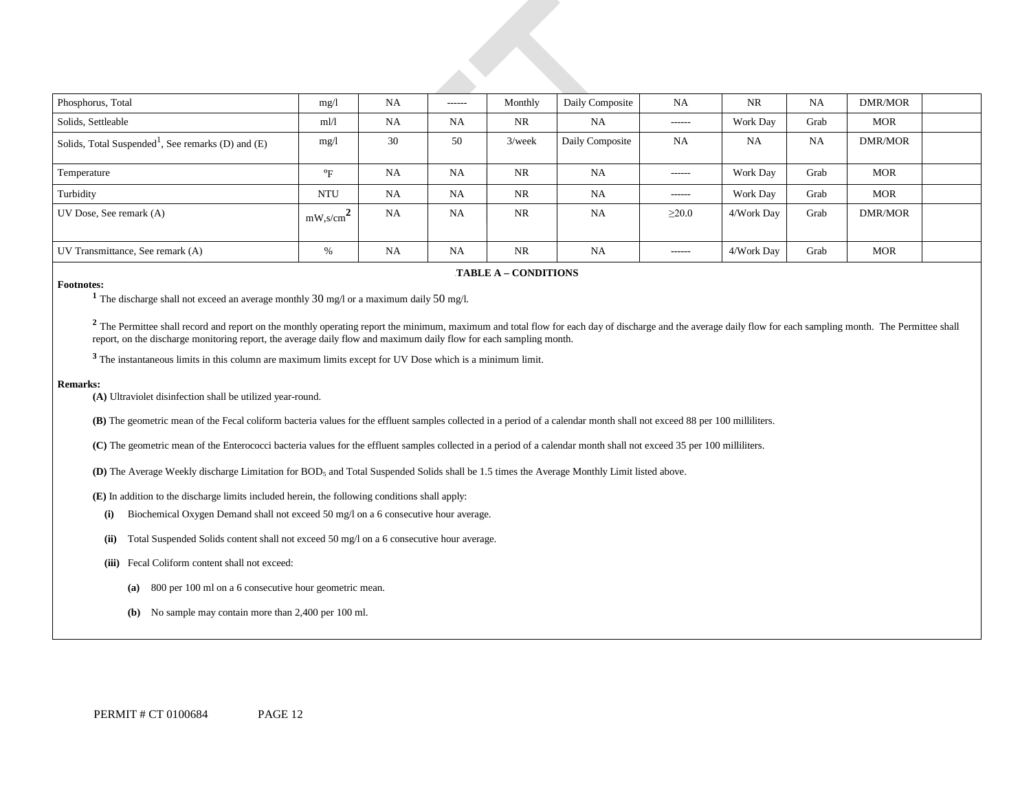| Phosphorus, Total | mg/l | NA | ------ | Monthly | Daily Composite | NA | NR | NA | DMR/MOR | |
|---|---|---|---|---|---|---|---|---|---|---|
| Solids, Settleable | ml/l | NA | NA | NR | NA | ------ | Work Day | Grab | MOR | |
| Solids, Total Suspended[1], See remarks (D) and (E) | mg/l | 30 | 50 | 3/week | Daily Composite | NA | NA | NA | DMR/MOR | |
| Temperature | ºF | NA | NA | NR | NA | ------ | Work Day | Grab | MOR | |
| Turbidity | NTU | NA | NA | NR | NA | ------ | Work Day | Grab | MOR | |
| UV Dose, See remark (A) | mW,s/cm$^2$ | NA | NA | NR | NA | ≥20.0 | 4/Work Day | Grab | DMR/MOR | |
| UV Transmittance, See remark (A) | % | NA | NA | NR | NA | ------ | 4/Work Day | Grab | MOR | |

**TABLE A – CONDITIONS**

**Footnotes:**

[1] The discharge shall not exceed an average monthly 30 mg/l or a maximum daily 50 mg/l.

[2] The Permittee shall record and report on the monthly operating report the minimum, maximum and total flow for each day of discharge and the average daily flow for each sampling month. The Permittee shall report, on the discharge monitoring report, the average daily flow and maximum daily flow for each sampling month.

[3] The instantaneous limits in this column are maximum limits except for UV Dose which is a minimum limit.

**Remarks:**

**(A)** Ultraviolet disinfection shall be utilized year-round.

**(B)** The geometric mean of the Fecal coliform bacteria values for the effluent samples collected in a period of a calendar month shall not exceed 88 per 100 milliliters.

**(C)** The geometric mean of the Enterococci bacteria values for the effluent samples collected in a period of a calendar month shall not exceed 35 per 100 milliliters.

**(D)** The Average Weekly discharge Limitation for $BOD_5$ and Total Suspended Solids shall be 1.5 times the Average Monthly Limit listed above.

**(E)** In addition to the discharge limits included herein, the following conditions shall apply:

- **(i)** Biochemical Oxygen Demand shall not exceed 50 mg/l on a 6 consecutive hour average.
- **(ii)** Total Suspended Solids content shall not exceed 50 mg/l on a 6 consecutive hour average.
- **(iii)** Fecal Coliform content shall not exceed:
  - **(a)** 800 per 100 ml on a 6 consecutive hour geometric mean.
  - **(b)** No sample may contain more than 2,400 per 100 ml.

PERMIT # CT 0100684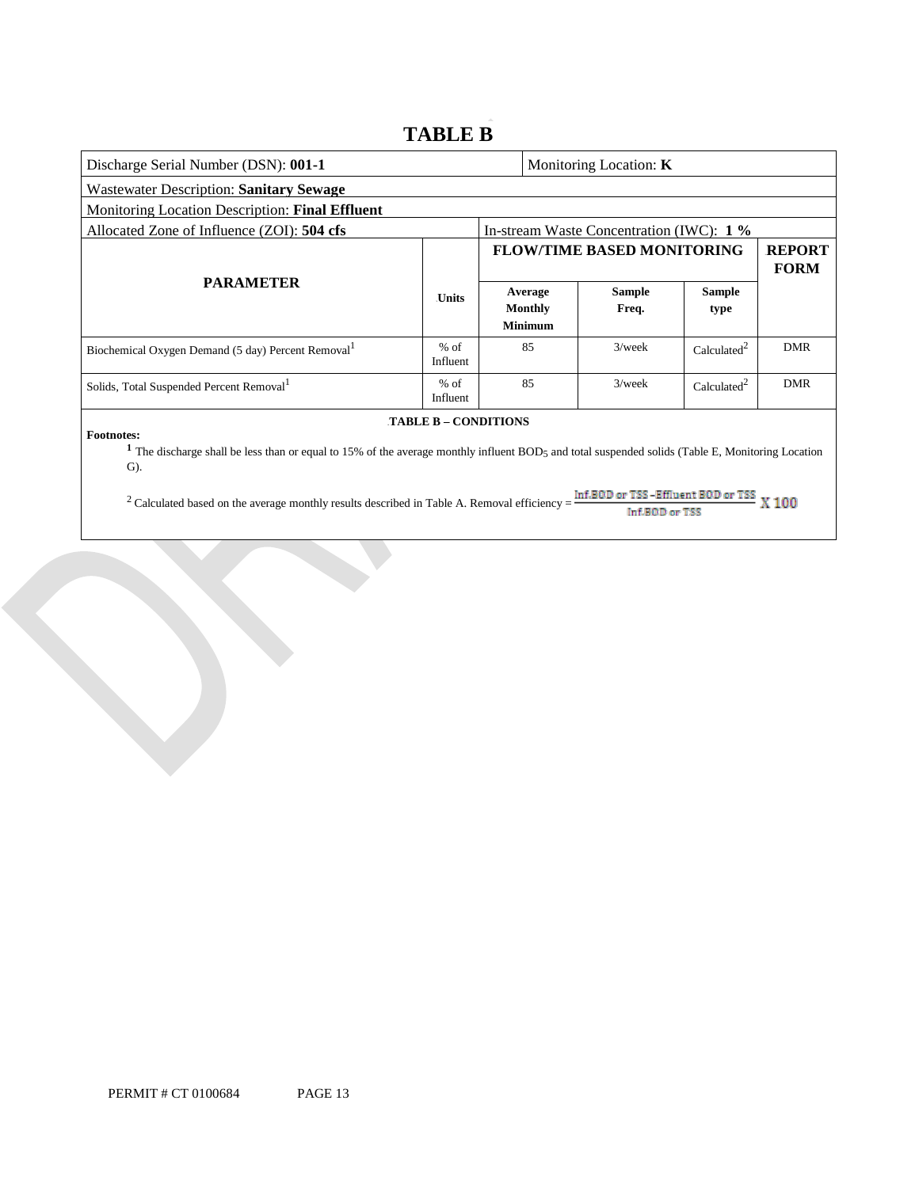# TABLE B

| Discharge Serial Number (DSN): **001-1** | | Monitoring Location: **K** | | | |
|---|---|---|---|---|---|
| Wastewater Description: **Sanitary Sewage** | | | | | |
| Monitoring Location Description: **Final Effluent** | | | | | |
| Allocated Zone of Influence (ZOI): **504 cfs** | | In-stream Waste Concentration (IWC): **1 %** | | | |
| **PARAMETER** | **Units** | **FLOW/TIME BASED MONITORING** | | | **REPORT FORM** |
| | | **Average Monthly Minimum** | **Sample Freq.** | **Sample type** | |
| Biochemical Oxygen Demand (5 day) Percent Removal[1] | % of Influent | 85 | 3/week | Calculated[2] | DMR |
| Solids, Total Suspended Percent Removal[1] | % of Influent | 85 | 3/week | Calculated[2] | DMR |

**TABLE B – CONDITIONS**

**Footnotes:**

[1] The discharge shall be less than or equal to 15% of the average monthly influent $BOD_5$ and total suspended solids (Table E, Monitoring Location G).

[2] Calculated based on the average monthly results described in Table A. Removal efficiency = $\frac{\text{Inf.BOD or TSS} - \text{Effluent BOD or TSS}}{\text{Inf.BOD or TSS}} \times 100$

PERMIT # CT 0100684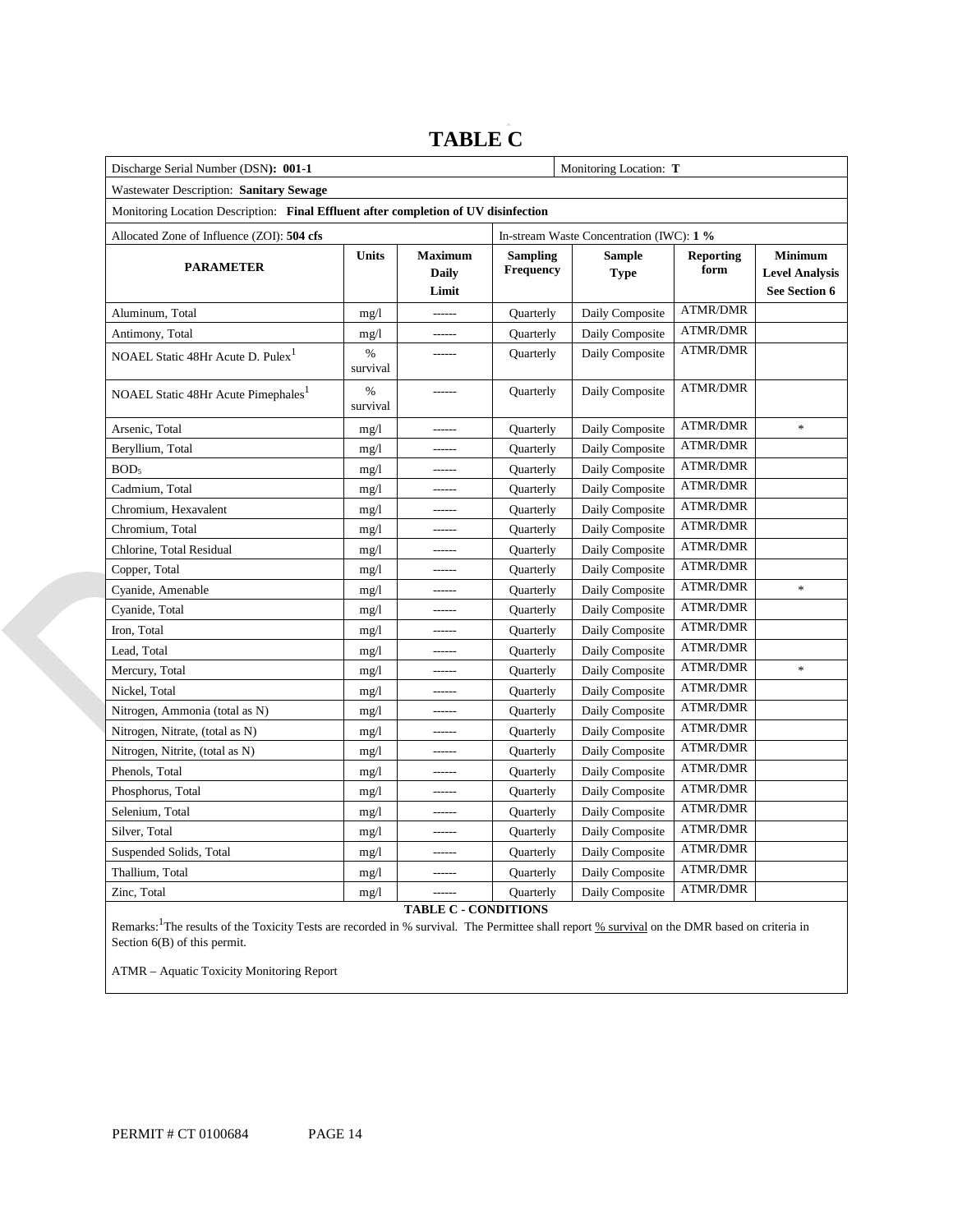# TABLE C

| Discharge Serial Number (DSN): **001-1** | | | | Monitoring Location: **T** | | |
|---|---|---|---|---|---|---|
| Wastewater Description: **Sanitary Sewage** | | | | | | |
| Monitoring Location Description: **Final Effluent after completion of UV disinfection** | | | | | | |
| Allocated Zone of Influence (ZOI): **504 cfs** | | | In-stream Waste Concentration (IWC): **1 %** | | | |
| **PARAMETER** | **Units** | **Maximum Daily Limit** | **Sampling Frequency** | **Sample Type** | **Reporting form** | **Minimum Level Analysis See Section 6** |
| Aluminum, Total | mg/l | ------ | Quarterly | Daily Composite | ATMR/DMR | |
| Antimony, Total | mg/l | ------ | Quarterly | Daily Composite | ATMR/DMR | |
| NOAEL Static 48Hr Acute D. Pulex[1] | % survival | ------ | Quarterly | Daily Composite | ATMR/DMR | |
| NOAEL Static 48Hr Acute Pimephales[1] | % survival | ------ | Quarterly | Daily Composite | ATMR/DMR | |
| Arsenic, Total | mg/l | ------ | Quarterly | Daily Composite | ATMR/DMR | * |
| Beryllium, Total | mg/l | ------ | Quarterly | Daily Composite | ATMR/DMR | |
| $BOD_5$ | mg/l | ------ | Quarterly | Daily Composite | ATMR/DMR | |
| Cadmium, Total | mg/l | ------ | Quarterly | Daily Composite | ATMR/DMR | |
| Chromium, Hexavalent | mg/l | ------ | Quarterly | Daily Composite | ATMR/DMR | |
| Chromium, Total | mg/l | ------ | Quarterly | Daily Composite | ATMR/DMR | |
| Chlorine, Total Residual | mg/l | ------ | Quarterly | Daily Composite | ATMR/DMR | |
| Copper, Total | mg/l | ------ | Quarterly | Daily Composite | ATMR/DMR | |
| Cyanide, Amenable | mg/l | ------ | Quarterly | Daily Composite | ATMR/DMR | * |
| Cyanide, Total | mg/l | ------ | Quarterly | Daily Composite | ATMR/DMR | |
| Iron, Total | mg/l | ------ | Quarterly | Daily Composite | ATMR/DMR | |
| Lead, Total | mg/l | ------ | Quarterly | Daily Composite | ATMR/DMR | |
| Mercury, Total | mg/l | ------ | Quarterly | Daily Composite | ATMR/DMR | * |
| Nickel, Total | mg/l | ------ | Quarterly | Daily Composite | ATMR/DMR | |
| Nitrogen, Ammonia (total as N) | mg/l | ------ | Quarterly | Daily Composite | ATMR/DMR | |
| Nitrogen, Nitrate, (total as N) | mg/l | ------ | Quarterly | Daily Composite | ATMR/DMR | |
| Nitrogen, Nitrite, (total as N) | mg/l | ------ | Quarterly | Daily Composite | ATMR/DMR | |
| Phenols, Total | mg/l | ------ | Quarterly | Daily Composite | ATMR/DMR | |
| Phosphorus, Total | mg/l | ------ | Quarterly | Daily Composite | ATMR/DMR | |
| Selenium, Total | mg/l | ------ | Quarterly | Daily Composite | ATMR/DMR | |
| Silver, Total | mg/l | ------ | Quarterly | Daily Composite | ATMR/DMR | |
| Suspended Solids, Total | mg/l | ------ | Quarterly | Daily Composite | ATMR/DMR | |
| Thallium, Total | mg/l | ------ | Quarterly | Daily Composite | ATMR/DMR | |
| Zinc, Total | mg/l | ------ | Quarterly | Daily Composite | ATMR/DMR | |

**TABLE C - CONDITIONS**

Remarks:[1]The results of the Toxicity Tests are recorded in % survival. The Permittee shall report % survival on the DMR based on criteria in Section 6(B) of this permit.

ATMR – Aquatic Toxicity Monitoring Report

PERMIT # CT 0100684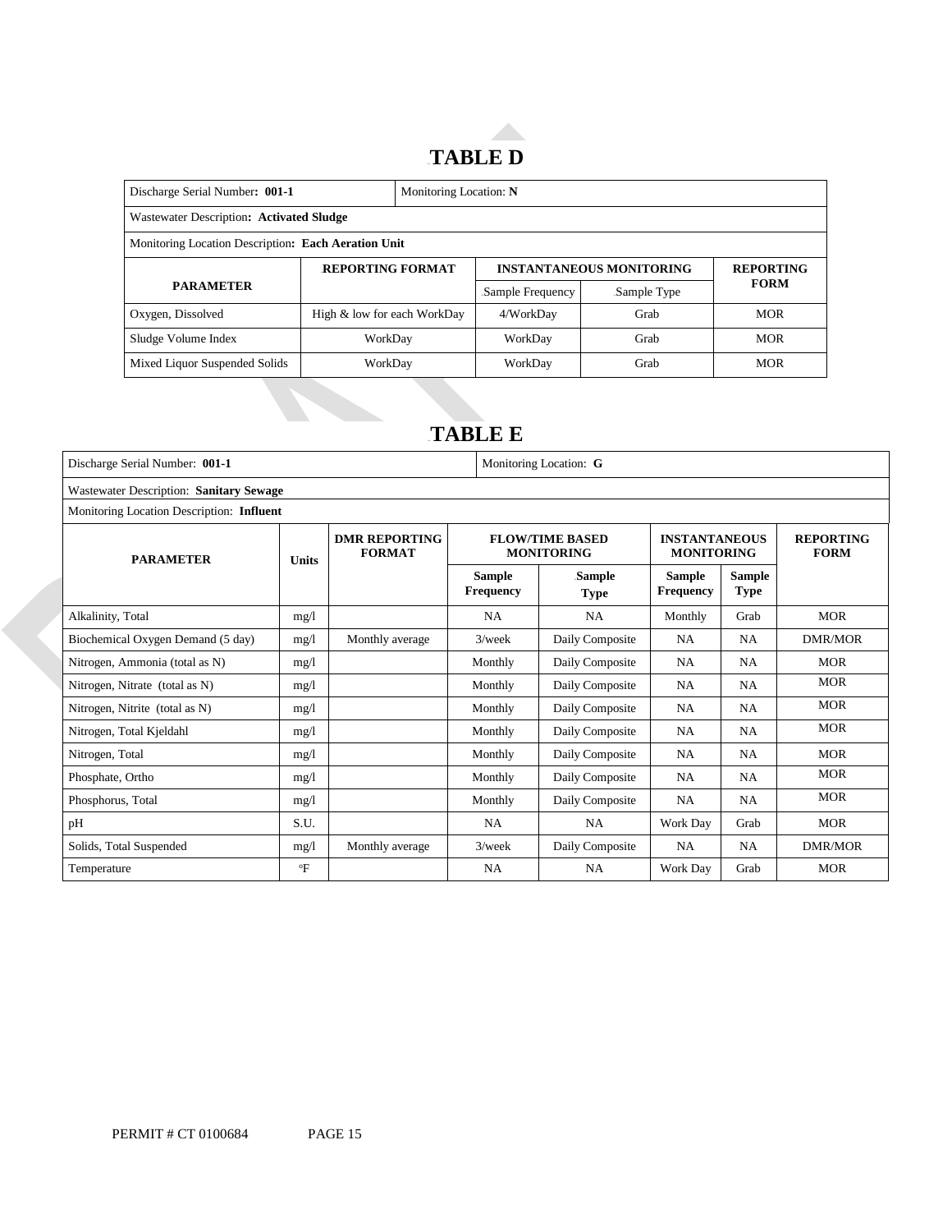# TABLE D

| Discharge Serial Number: **001-1** | | Monitoring Location: **N** | | |
|---|---|---|---|---|
| Wastewater Description: **Activated Sludge** | | | | |
| Monitoring Location Description: **Each Aeration Unit** | | | | |
| **PARAMETER** | **REPORTING FORMAT** | **INSTANTANEOUS MONITORING** | | **REPORTING FORM** |
| | | Sample Frequency | Sample Type | |
| Oxygen, Dissolved | High & low for each WorkDay | 4/WorkDay | Grab | MOR |
| Sludge Volume Index | WorkDay | WorkDay | Grab | MOR |
| Mixed Liquor Suspended Solids | WorkDay | WorkDay | Grab | MOR |

# TABLE E

| Discharge Serial Number: **001-1** | | | | Monitoring Location: **G** | | | |
|---|---|---|---|---|---|---|---|
| Wastewater Description: **Sanitary Sewage** | | | | | | | |
| Monitoring Location Description: **Influent** | | | | | | | |
| **PARAMETER** | **Units** | **DMR REPORTING FORMAT** | **FLOW/TIME BASED MONITORING** | | **INSTANTANEOUS MONITORING** | | **REPORTING FORM** |
| | | | **Sample Frequency** | **Sample Type** | **Sample Frequency** | **Sample Type** | |
| Alkalinity, Total | mg/l | | NA | NA | Monthly | Grab | MOR |
| Biochemical Oxygen Demand (5 day) | mg/l | Monthly average | 3/week | Daily Composite | NA | NA | DMR/MOR |
| Nitrogen, Ammonia (total as N) | mg/l | | Monthly | Daily Composite | NA | NA | MOR |
| Nitrogen, Nitrate (total as N) | mg/l | | Monthly | Daily Composite | NA | NA | MOR |
| Nitrogen, Nitrite (total as N) | mg/l | | Monthly | Daily Composite | NA | NA | MOR |
| Nitrogen, Total Kjeldahl | mg/l | | Monthly | Daily Composite | NA | NA | MOR |
| Nitrogen, Total | mg/l | | Monthly | Daily Composite | NA | NA | MOR |
| Phosphate, Ortho | mg/l | | Monthly | Daily Composite | NA | NA | MOR |
| Phosphorus, Total | mg/l | | Monthly | Daily Composite | NA | NA | MOR |
| pH | S.U. | | NA | NA | Work Day | Grab | MOR |
| Solids, Total Suspended | mg/l | Monthly average | 3/week | Daily Composite | NA | NA | DMR/MOR |
| Temperature | °F | | NA | NA | Work Day | Grab | MOR |

PERMIT # CT 0100684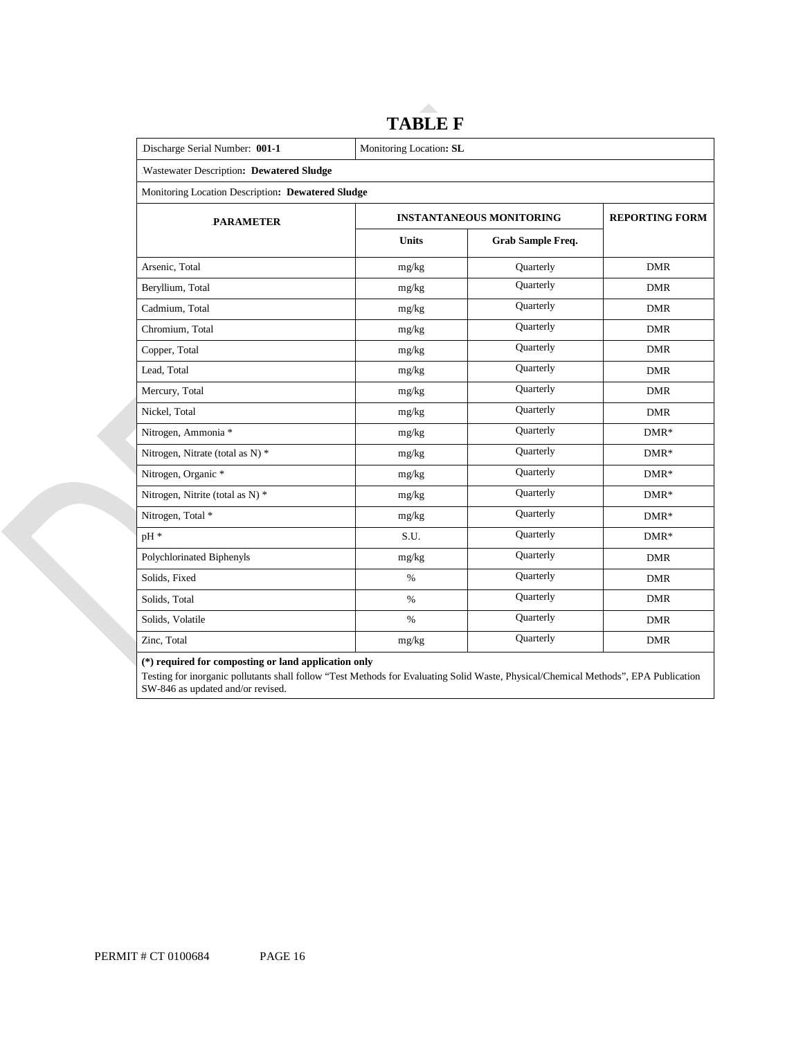# TABLE F

| Discharge Serial Number: **001-1** | Monitoring Location**: SL** | | |
|---|---|---|---|
| Wastewater Description**: Dewatered Sludge** | | | |
| Monitoring Location Description**: Dewatered Sludge** | | | |
| **PARAMETER** | **INSTANTANEOUS MONITORING** | | **REPORTING FORM** |
| | **Units** | **Grab Sample Freq.** | |
| Arsenic, Total | mg/kg | Quarterly | DMR |
| Beryllium, Total | mg/kg | Quarterly | DMR |
| Cadmium, Total | mg/kg | Quarterly | DMR |
| Chromium, Total | mg/kg | Quarterly | DMR |
| Copper, Total | mg/kg | Quarterly | DMR |
| Lead, Total | mg/kg | Quarterly | DMR |
| Mercury, Total | mg/kg | Quarterly | DMR |
| Nickel, Total | mg/kg | Quarterly | DMR |
| Nitrogen, Ammonia * | mg/kg | Quarterly | DMR* |
| Nitrogen, Nitrate (total as N) * | mg/kg | Quarterly | DMR* |
| Nitrogen, Organic * | mg/kg | Quarterly | DMR* |
| Nitrogen, Nitrite (total as N) * | mg/kg | Quarterly | DMR* |
| Nitrogen, Total * | mg/kg | Quarterly | DMR* |
| pH * | S.U. | Quarterly | DMR* |
| Polychlorinated Biphenyls | mg/kg | Quarterly | DMR |
| Solids, Fixed | % | Quarterly | DMR |
| Solids, Total | % | Quarterly | DMR |
| Solids, Volatile | % | Quarterly | DMR |
| Zinc, Total | mg/kg | Quarterly | DMR |

**(*) required for composting or land application only**

Testing for inorganic pollutants shall follow "Test Methods for Evaluating Solid Waste, Physical/Chemical Methods", EPA Publication SW-846 as updated and/or revised.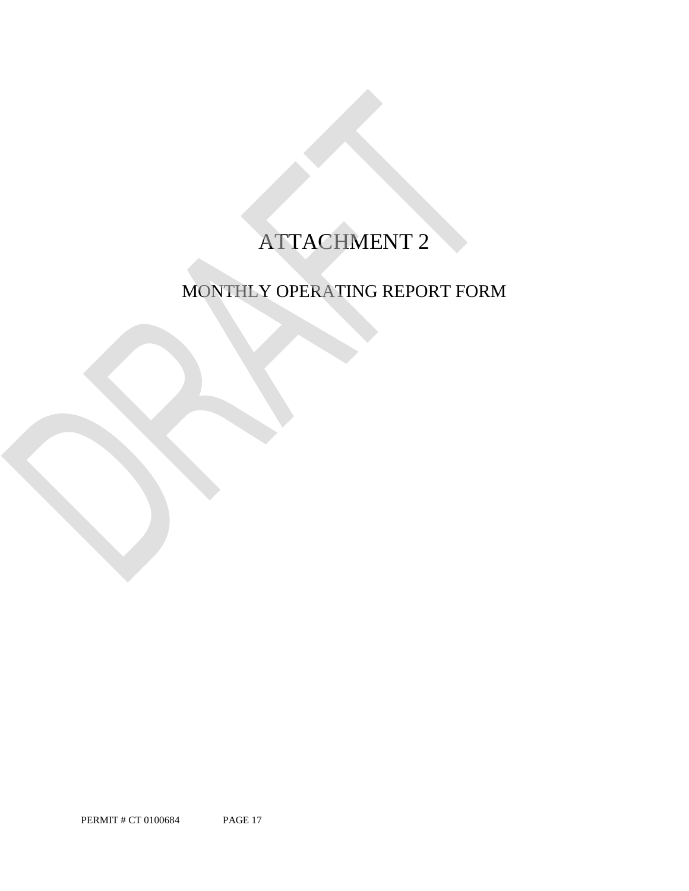# ATTACHMENT 2

## MONTHLY OPERATING REPORT FORM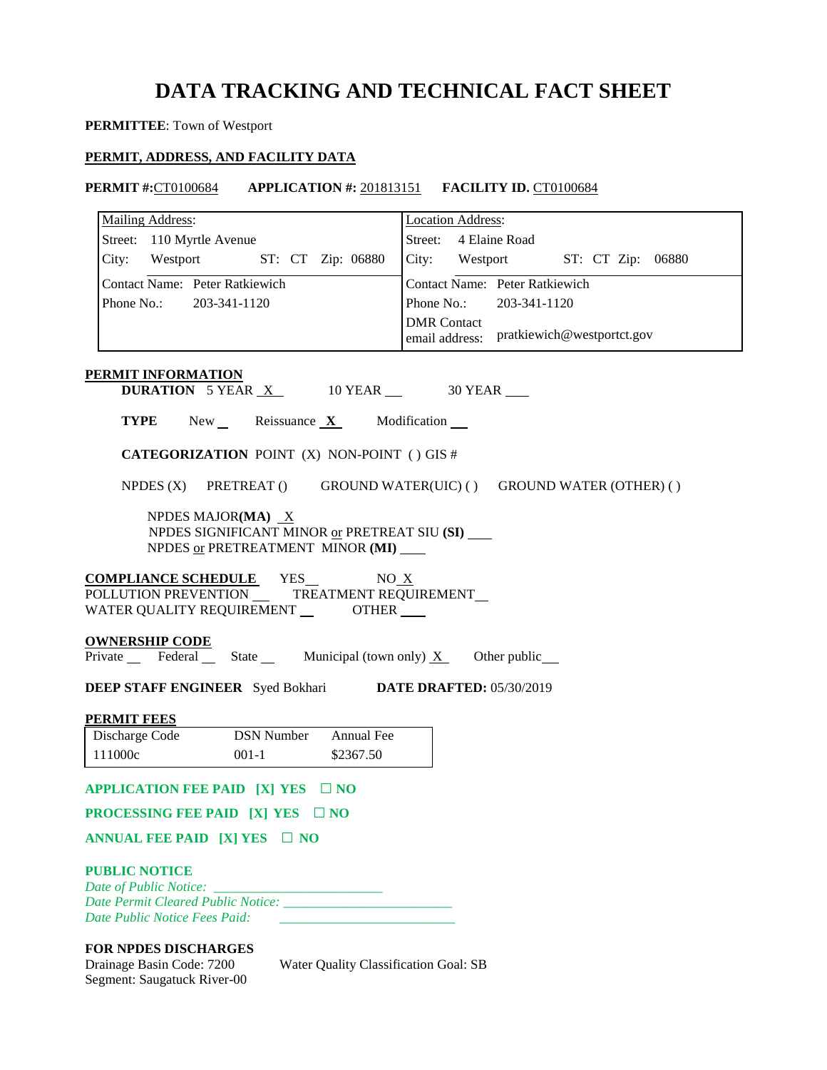# DATA TRACKING AND TECHNICAL FACT SHEET

**PERMITTEE**: Town of Westport

**PERMIT, ADDRESS, AND FACILITY DATA**

**PERMIT #:** CT0100684 **APPLICATION #:** 201813151 **FACILITY ID.** CT0100684

| Mailing Address: | Location Address: |
|---|---|
| Street: 110 Myrtle Avenue | Street: 4 Elaine Road |
| City: Westport ST: CT Zip: 06880 | City: Westport ST: CT Zip: 06880 |
| Contact Name: Peter Ratkiewich | Contact Name: Peter Ratkiewich |
| Phone No.: 203-341-1120 | Phone No.: 203-341-1120 |
| | DMR Contact email address: pratkiewich@westportct.gov |

**PERMIT INFORMATION**

**DURATION** 5 YEAR X 10 YEAR ___ 30 YEAR ___

**TYPE** New ___ Reissuance **X** Modification ___

**CATEGORIZATION** POINT (X) NON-POINT ( ) GIS #

NPDES (X) PRETREAT () GROUND WATER(UIC) ( ) GROUND WATER (OTHER) ( )

NPDES MAJOR**(MA)** X
NPDES SIGNIFICANT MINOR or PRETREAT SIU **(SI)** ___
NPDES or PRETREATMENT MINOR **(MI)** ___

**COMPLIANCE SCHEDULE** YES ___ NO X
POLLUTION PREVENTION ___ TREATMENT REQUIREMENT ___
WATER QUALITY REQUIREMENT ___ OTHER ___

**OWNERSHIP CODE**
Private ___ Federal ___ State ___ Municipal (town only) X Other public ___

**DEEP STAFF ENGINEER** Syed Bokhari **DATE DRAFTED:** 05/30/2019

**PERMIT FEES**

| Discharge Code | DSN Number | Annual Fee |
|---|---|---|
| 111000c | 001-1 | $2367.50 |

**APPLICATION FEE PAID [X] YES ☐ NO**

**PROCESSING FEE PAID [X] YES ☐ NO**

**ANNUAL FEE PAID [X] YES ☐ NO**

**PUBLIC NOTICE**
*Date of Public Notice:* ____________
*Date Permit Cleared Public Notice:* ____________
*Date Public Notice Fees Paid:* ____________

**FOR NPDES DISCHARGES**
Drainage Basin Code: 7200 Water Quality Classification Goal: SB
Segment: Saugatuck River-00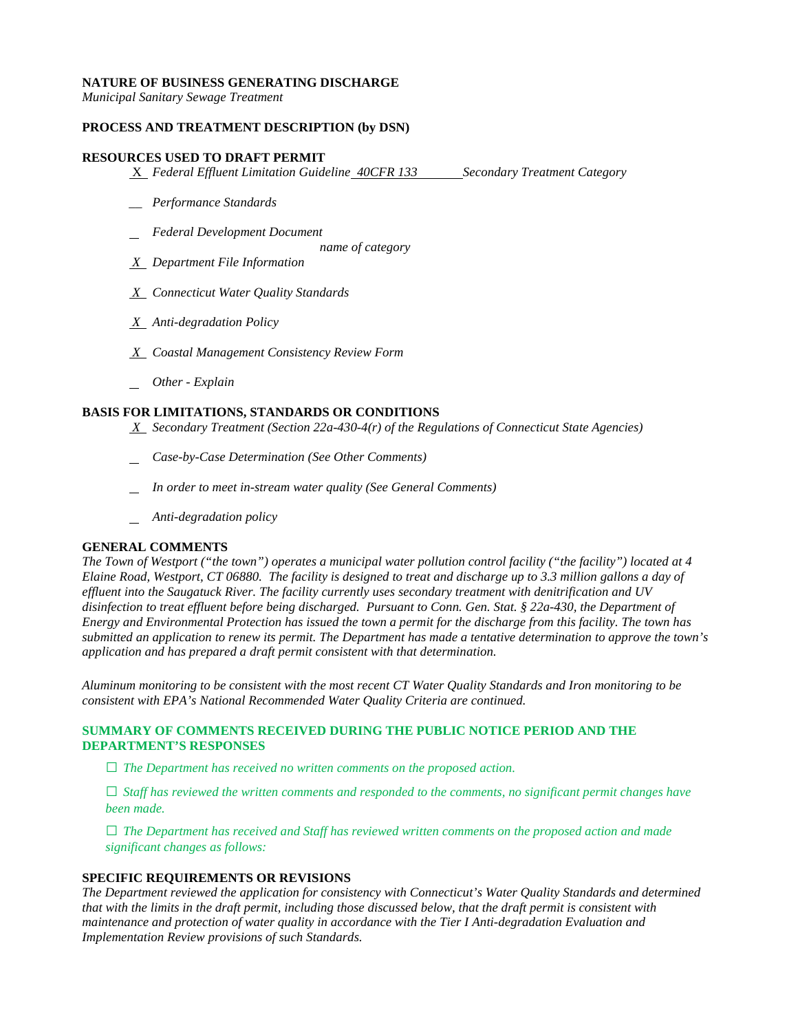**NATURE OF BUSINESS GENERATING DISCHARGE**

*Municipal Sanitary Sewage Treatment*

**PROCESS AND TREATMENT DESCRIPTION (by DSN)**

**RESOURCES USED TO DRAFT PERMIT**

X *Federal Effluent Limitation Guideline* *40CFR 133* *Secondary Treatment Category*

__ *Performance Standards*

_ *Federal Development Document*

*name of category*

*X* *Department File Information*

*X* *Connecticut Water Quality Standards*

*X* *Anti-degradation Policy*

*X* *Coastal Management Consistency Review Form*

_ *Other - Explain*

**BASIS FOR LIMITATIONS, STANDARDS OR CONDITIONS**

*X* *Secondary Treatment (Section 22a-430-4(r) of the Regulations of Connecticut State Agencies)*

_ *Case-by-Case Determination (See Other Comments)*

_ *In order to meet in-stream water quality (See General Comments)*

_ *Anti-degradation policy*

**GENERAL COMMENTS**

*The Town of Westport ("the town") operates a municipal water pollution control facility ("the facility") located at 4 Elaine Road, Westport, CT 06880. The facility is designed to treat and discharge up to 3.3 million gallons a day of effluent into the Saugatuck River. The facility currently uses secondary treatment with denitrification and UV disinfection to treat effluent before being discharged. Pursuant to Conn. Gen. Stat. § 22a-430, the Department of Energy and Environmental Protection has issued the town a permit for the discharge from this facility. The town has submitted an application to renew its permit. The Department has made a tentative determination to approve the town's application and has prepared a draft permit consistent with that determination.*

*Aluminum monitoring to be consistent with the most recent CT Water Quality Standards and Iron monitoring to be consistent with EPA's National Recommended Water Quality Criteria are continued.*

**SUMMARY OF COMMENTS RECEIVED DURING THE PUBLIC NOTICE PERIOD AND THE DEPARTMENT'S RESPONSES**

☐ *The Department has received no written comments on the proposed action.*

☐ *Staff has reviewed the written comments and responded to the comments, no significant permit changes have been made.*

☐ *The Department has received and Staff has reviewed written comments on the proposed action and made significant changes as follows:*

**SPECIFIC REQUIREMENTS OR REVISIONS**

*The Department reviewed the application for consistency with Connecticut's Water Quality Standards and determined that with the limits in the draft permit, including those discussed below, that the draft permit is consistent with maintenance and protection of water quality in accordance with the Tier I Anti-degradation Evaluation and Implementation Review provisions of such Standards.*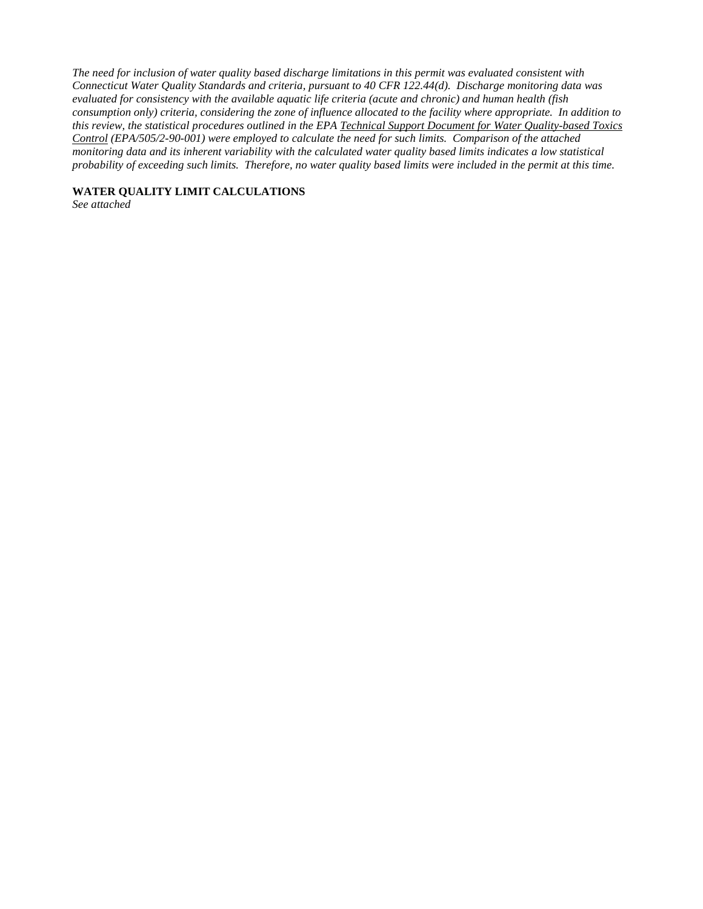*The need for inclusion of water quality based discharge limitations in this permit was evaluated consistent with Connecticut Water Quality Standards and criteria, pursuant to 40 CFR 122.44(d). Discharge monitoring data was evaluated for consistency with the available aquatic life criteria (acute and chronic) and human health (fish consumption only) criteria, considering the zone of influence allocated to the facility where appropriate. In addition to this review, the statistical procedures outlined in the EPA <u>Technical Support Document for Water Quality-based Toxics Control</u> (EPA/505/2-90-001) were employed to calculate the need for such limits. Comparison of the attached monitoring data and its inherent variability with the calculated water quality based limits indicates a low statistical probability of exceeding such limits. Therefore, no water quality based limits were included in the permit at this time.*

**WATER QUALITY LIMIT CALCULATIONS**

*See attached*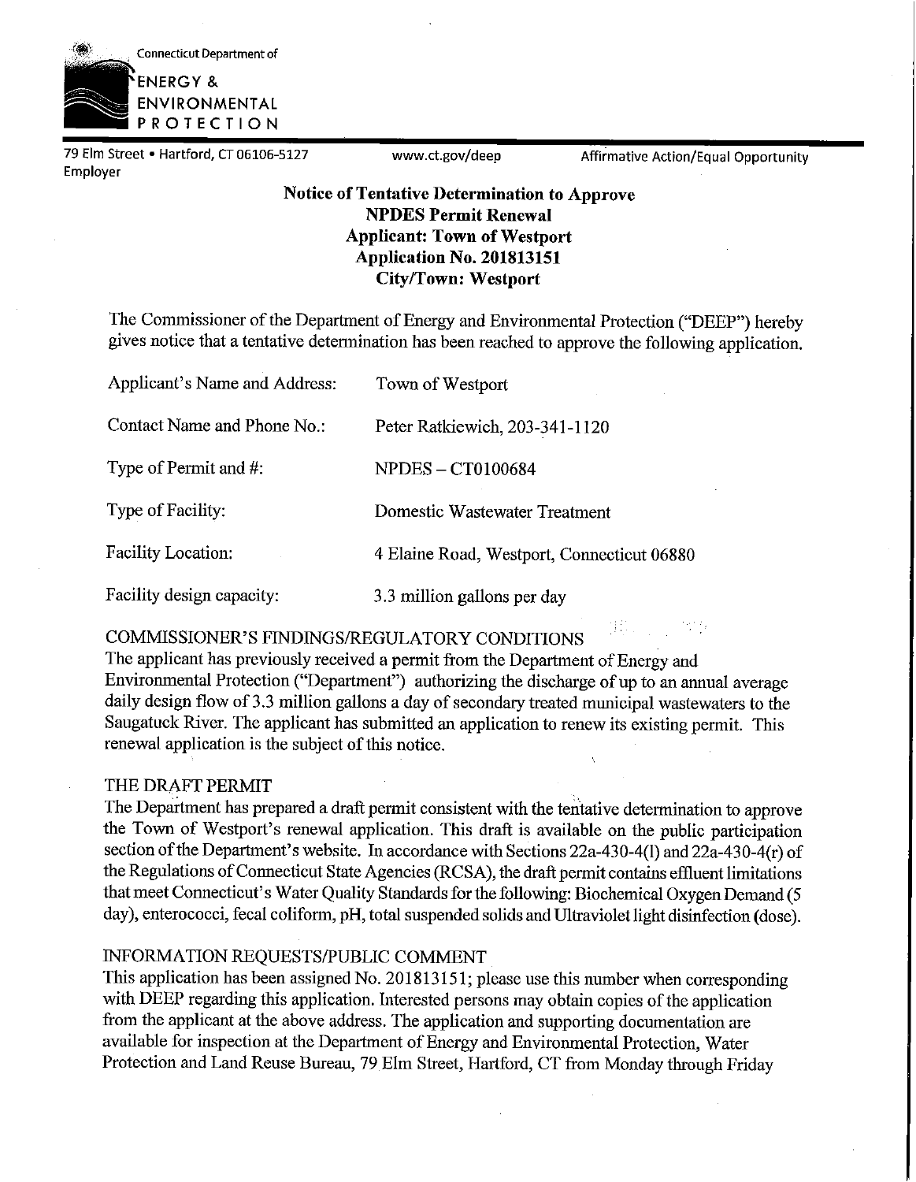Connecticut Department of

**ENERGY & ENVIRONMENTAL PROTECTION**

79 Elm Street • Hartford, CT 06106-5127 www.ct.gov/deep Affirmative Action/Equal Opportunity Employer

**Notice of Tentative Determination to Approve**
**NPDES Permit Renewal**
**Applicant: Town of Westport**
**Application No. 201813151**
**City/Town: Westport**

The Commissioner of the Department of Energy and Environmental Protection ("DEEP") hereby gives notice that a tentative determination has been reached to approve the following application.

| | |
|---|---|
| Applicant's Name and Address: | Town of Westport |
| Contact Name and Phone No.: | Peter Ratkiewich, 203-341-1120 |
| Type of Permit and #: | NPDES – CT0100684 |
| Type of Facility: | Domestic Wastewater Treatment |
| Facility Location: | 4 Elaine Road, Westport, Connecticut 06880 |
| Facility design capacity: | 3.3 million gallons per day |

COMMISSIONER'S FINDINGS/REGULATORY CONDITIONS

The applicant has previously received a permit from the Department of Energy and Environmental Protection ("Department") authorizing the discharge of up to an annual average daily design flow of 3.3 million gallons a day of secondary treated municipal wastewaters to the Saugatuck River. The applicant has submitted an application to renew its existing permit. This renewal application is the subject of this notice.

THE DRAFT PERMIT

The Department has prepared a draft permit consistent with the tentative determination to approve the Town of Westport's renewal application. This draft is available on the public participation section of the Department's website. In accordance with Sections 22a-430-4(l) and 22a-430-4(r) of the Regulations of Connecticut State Agencies (RCSA), the draft permit contains effluent limitations that meet Connecticut's Water Quality Standards for the following: Biochemical Oxygen Demand (5 day), enterococci, fecal coliform, pH, total suspended solids and Ultraviolet light disinfection (dose).

INFORMATION REQUESTS/PUBLIC COMMENT

This application has been assigned No. 201813151; please use this number when corresponding with DEEP regarding this application. Interested persons may obtain copies of the application from the applicant at the above address. The application and supporting documentation are available for inspection at the Department of Energy and Environmental Protection, Water Protection and Land Reuse Bureau, 79 Elm Street, Hartford, CT from Monday through Friday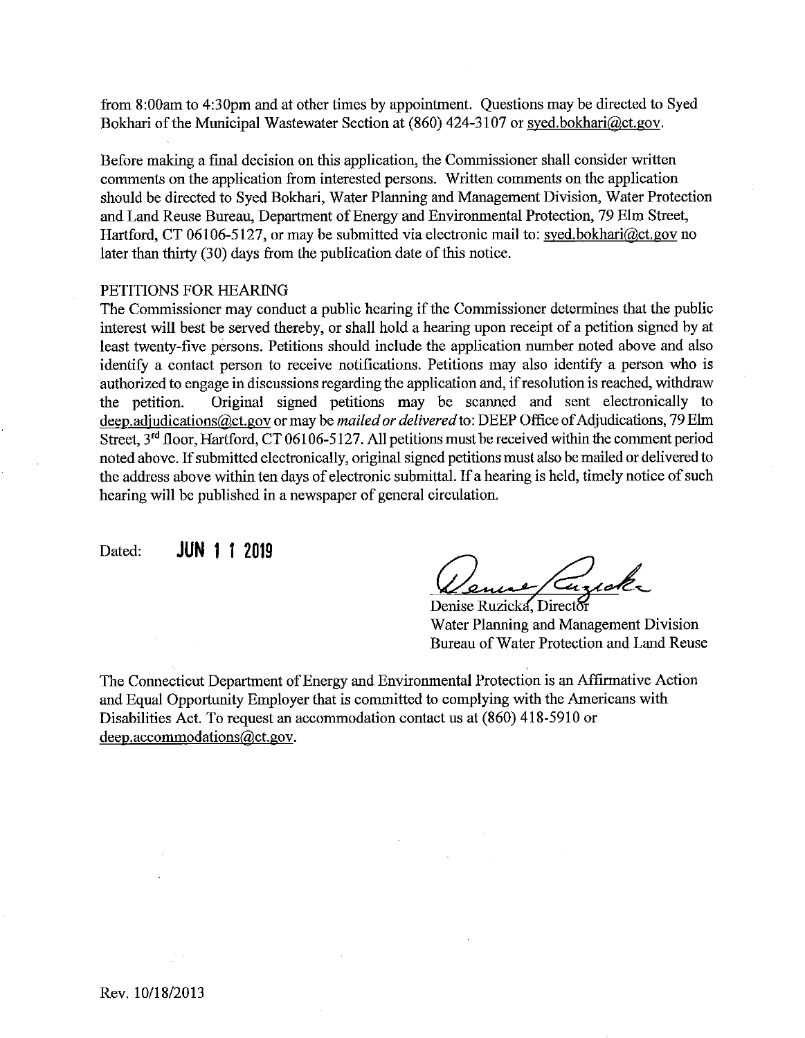from 8:00am to 4:30pm and at other times by appointment. Questions may be directed to Syed Bokhari of the Municipal Wastewater Section at (860) 424-3107 or syed.bokhari@ct.gov.

Before making a final decision on this application, the Commissioner shall consider written comments on the application from interested persons. Written comments on the application should be directed to Syed Bokhari, Water Planning and Management Division, Water Protection and Land Reuse Bureau, Department of Energy and Environmental Protection, 79 Elm Street, Hartford, CT 06106-5127, or may be submitted via electronic mail to: syed.bokhari@ct.gov no later than thirty (30) days from the publication date of this notice.

PETITIONS FOR HEARING

The Commissioner may conduct a public hearing if the Commissioner determines that the public interest will best be served thereby, or shall hold a hearing upon receipt of a petition signed by at least twenty-five persons. Petitions should include the application number noted above and also identify a contact person to receive notifications. Petitions may also identify a person who is authorized to engage in discussions regarding the application and, if resolution is reached, withdraw the petition. Original signed petitions may be scanned and sent electronically to deep.adjudications@ct.gov or may be *mailed or delivered* to: DEEP Office of Adjudications, 79 Elm Street, 3rd floor, Hartford, CT 06106-5127. All petitions must be received within the comment period noted above. If submitted electronically, original signed petitions must also be mailed or delivered to the address above within ten days of electronic submittal. If a hearing is held, timely notice of such hearing will be published in a newspaper of general circulation.

Dated: **JUN 11 2019**

Denise Ruzicka, Director
Water Planning and Management Division
Bureau of Water Protection and Land Reuse

The Connecticut Department of Energy and Environmental Protection is an Affirmative Action and Equal Opportunity Employer that is committed to complying with the Americans with Disabilities Act. To request an accommodation contact us at (860) 418-5910 or deep.accommodations@ct.gov.

Rev. 10/18/2013